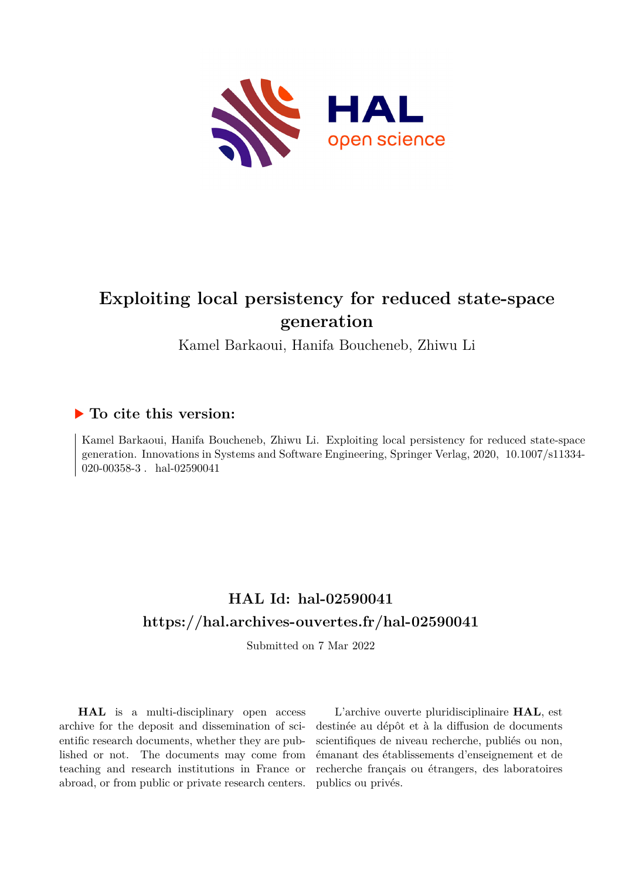# Exploiting local persistency for reduced state-space generation

Kamel Barkaoui, Hanifa Boucheneb, Zhiwu Li

## ▶ To cite this version:

Kamel Barkaoui, Hanifa Boucheneb, Zhiwu Li. Exploiting local persistency for reduced state-space generation. Innovations in Systems and Software Engineering, Springer Verlag, 2020, 10.1007/s11334-020-00358-3 . hal-02590041

## HAL Id: hal-02590041

## https://hal.archives-ouvertes.fr/hal-02590041

Submitted on 7 Mar 2022

**HAL** is a multi-disciplinary open access archive for the deposit and dissemination of scientific research documents, whether they are published or not. The documents may come from teaching and research institutions in France or abroad, or from public or private research centers.

L'archive ouverte pluridisciplinaire **HAL**, est destinée au dépôt et à la diffusion de documents scientifiques de niveau recherche, publiés ou non, émanant des établissements d'enseignement et de recherche français ou étrangers, des laboratoires publics ou privés.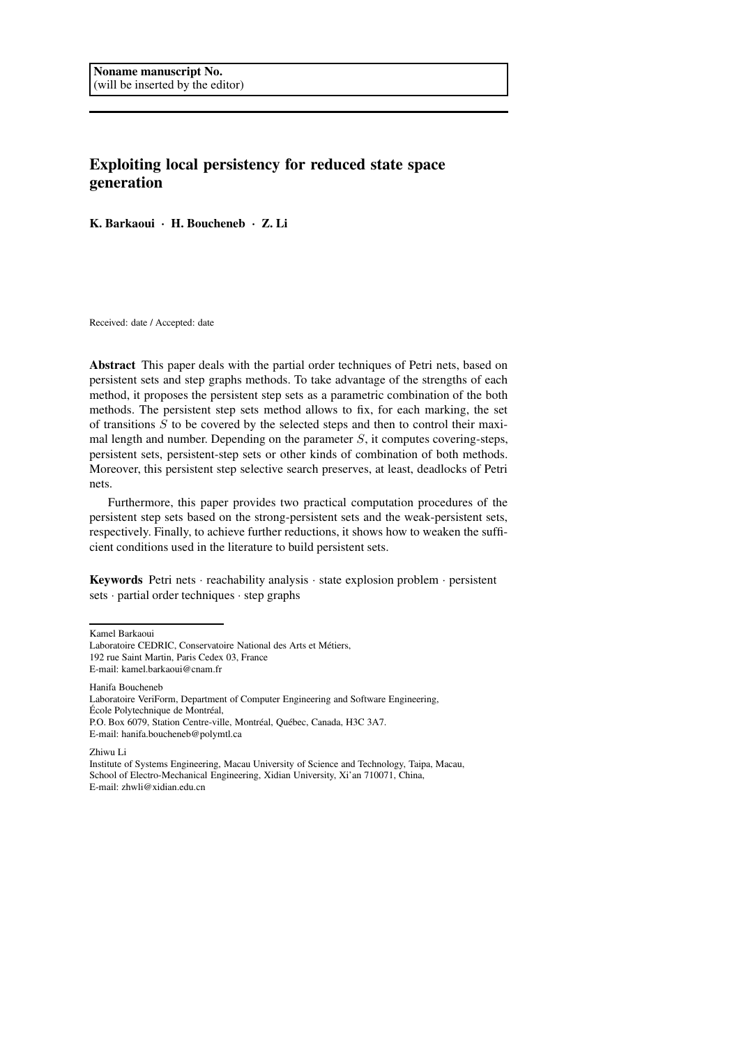Noname manuscript No.
(will be inserted by the editor)

# Exploiting local persistency for reduced state space generation

**K. Barkaoui · H. Boucheneb · Z. Li**

Received: date / Accepted: date

**Abstract** This paper deals with the partial order techniques of Petri nets, based on persistent sets and step graphs methods. To take advantage of the strengths of each method, it proposes the persistent step sets as a parametric combination of the both methods. The persistent step sets method allows to fix, for each marking, the set of transitions $S$ to be covered by the selected steps and then to control their maximal length and number. Depending on the parameter $S$, it computes covering-steps, persistent sets, persistent-step sets or other kinds of combination of both methods. Moreover, this persistent step selective search preserves, at least, deadlocks of Petri nets.

Furthermore, this paper provides two practical computation procedures of the persistent step sets based on the strong-persistent sets and the weak-persistent sets, respectively. Finally, to achieve further reductions, it shows how to weaken the sufficient conditions used in the literature to build persistent sets.

**Keywords** Petri nets · reachability analysis · state explosion problem · persistent sets · partial order techniques · step graphs

Kamel Barkaoui
Laboratoire CEDRIC, Conservatoire National des Arts et Métiers,
192 rue Saint Martin, Paris Cedex 03, France
E-mail: kamel.barkaoui@cnam.fr

Hanifa Boucheneb
Laboratoire VeriForm, Department of Computer Engineering and Software Engineering,
École Polytechnique de Montréal,
P.O. Box 6079, Station Centre-ville, Montréal, Québec, Canada, H3C 3A7.
E-mail: hanifa.boucheneb@polymtl.ca

Zhiwu Li
Institute of Systems Engineering, Macau University of Science and Technology, Taipa, Macau,
School of Electro-Mechanical Engineering, Xidian University, Xi'an 710071, China,
E-mail: zhwli@xidian.edu.cn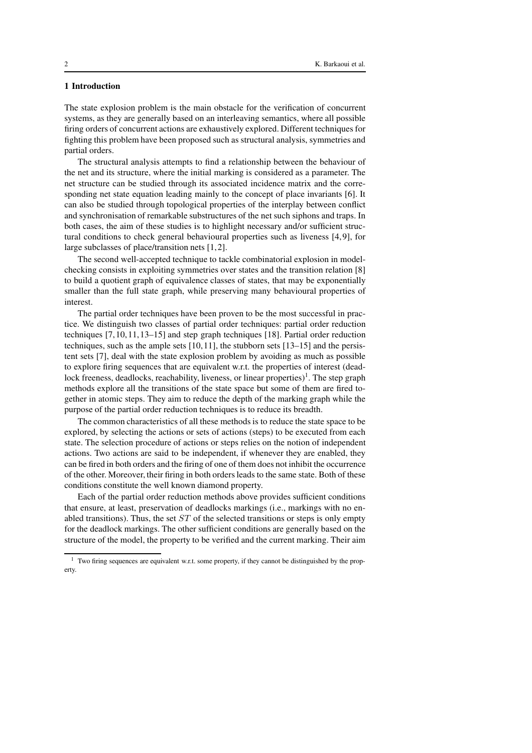## 1 Introduction

The state explosion problem is the main obstacle for the verification of concurrent systems, as they are generally based on an interleaving semantics, where all possible firing orders of concurrent actions are exhaustively explored. Different techniques for fighting this problem have been proposed such as structural analysis, symmetries and partial orders.

The structural analysis attempts to find a relationship between the behaviour of the net and its structure, where the initial marking is considered as a parameter. The net structure can be studied through its associated incidence matrix and the corresponding net state equation leading mainly to the concept of place invariants [6]. It can also be studied through topological properties of the interplay between conflict and synchronisation of remarkable substructures of the net such siphons and traps. In both cases, the aim of these studies is to highlight necessary and/or sufficient structural conditions to check general behavioural properties such as liveness [4,9], for large subclasses of place/transition nets [1,2].

The second well-accepted technique to tackle combinatorial explosion in model-checking consists in exploiting symmetries over states and the transition relation [8] to build a quotient graph of equivalence classes of states, that may be exponentially smaller than the full state graph, while preserving many behavioural properties of interest.

The partial order techniques have been proven to be the most successful in practice. We distinguish two classes of partial order techniques: partial order reduction techniques [7,10,11,13–15] and step graph techniques [18]. Partial order reduction techniques, such as the ample sets [10,11], the stubborn sets [13–15] and the persistent sets [7], deal with the state explosion problem by avoiding as much as possible to explore firing sequences that are equivalent w.r.t. the properties of interest (deadlock freeness, deadlocks, reachability, liveness, or linear properties)[1]. The step graph methods explore all the transitions of the state space but some of them are fired together in atomic steps. They aim to reduce the depth of the marking graph while the purpose of the partial order reduction techniques is to reduce its breadth.

The common characteristics of all these methods is to reduce the state space to be explored, by selecting the actions or sets of actions (steps) to be executed from each state. The selection procedure of actions or steps relies on the notion of independent actions. Two actions are said to be independent, if whenever they are enabled, they can be fired in both orders and the firing of one of them does not inhibit the occurrence of the other. Moreover, their firing in both orders leads to the same state. Both of these conditions constitute the well known diamond property.

Each of the partial order reduction methods above provides sufficient conditions that ensure, at least, preservation of deadlocks markings (i.e., markings with no enabled transitions). Thus, the set $ST$ of the selected transitions or steps is only empty for the deadlock markings. The other sufficient conditions are generally based on the structure of the model, the property to be verified and the current marking. Their aim

[1] Two firing sequences are equivalent w.r.t. some property, if they cannot be distinguished by the property.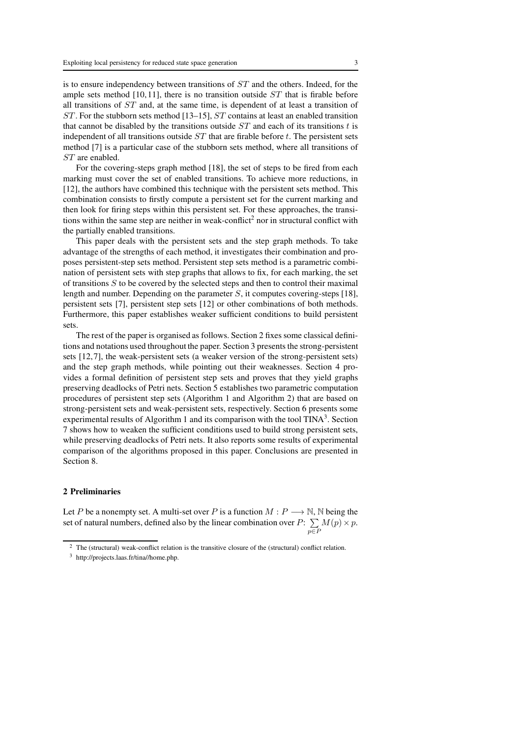is to ensure independency between transitions of $ST$ and the others. Indeed, for the ample sets method [10,11], there is no transition outside $ST$ that is firable before all transitions of $ST$ and, at the same time, is dependent of at least a transition of $ST$. For the stubborn sets method [13–15], $ST$ contains at least an enabled transition that cannot be disabled by the transitions outside $ST$ and each of its transitions $t$ is independent of all transitions outside $ST$ that are firable before $t$. The persistent sets method [7] is a particular case of the stubborn sets method, where all transitions of $ST$ are enabled.

For the covering-steps graph method [18], the set of steps to be fired from each marking must cover the set of enabled transitions. To achieve more reductions, in [12], the authors have combined this technique with the persistent sets method. This combination consists to firstly compute a persistent set for the current marking and then look for firing steps within this persistent set. For these approaches, the transitions within the same step are neither in weak-conflict[2] nor in structural conflict with the partially enabled transitions.

This paper deals with the persistent sets and the step graph methods. To take advantage of the strengths of each method, it investigates their combination and proposes persistent-step sets method. Persistent step sets method is a parametric combination of persistent sets with step graphs that allows to fix, for each marking, the set of transitions $S$ to be covered by the selected steps and then to control their maximal length and number. Depending on the parameter $S$, it computes covering-steps [18], persistent sets [7], persistent step sets [12] or other combinations of both methods. Furthermore, this paper establishes weaker sufficient conditions to build persistent sets.

The rest of the paper is organised as follows. Section 2 fixes some classical definitions and notations used throughout the paper. Section 3 presents the strong-persistent sets [12,7], the weak-persistent sets (a weaker version of the strong-persistent sets) and the step graph methods, while pointing out their weaknesses. Section 4 provides a formal definition of persistent step sets and proves that they yield graphs preserving deadlocks of Petri nets. Section 5 establishes two parametric computation procedures of persistent step sets (Algorithm 1 and Algorithm 2) that are based on strong-persistent sets and weak-persistent sets, respectively. Section 6 presents some experimental results of Algorithm 1 and its comparison with the tool TINA[3]. Section 7 shows how to weaken the sufficient conditions used to build strong persistent sets, while preserving deadlocks of Petri nets. It also reports some results of experimental comparison of the algorithms proposed in this paper. Conclusions are presented in Section 8.

## 2 Preliminaries

Let $P$ be a nonempty set. A multi-set over $P$ is a function $M : P \longrightarrow \mathbb{N}$, $\mathbb{N}$ being the set of natural numbers, defined also by the linear combination over $P$: $\sum_{p \in P} M(p) \times p$.

[2] The (structural) weak-conflict relation is the transitive closure of the (structural) conflict relation.

[3] http://projects.laas.fr/tina//home.php.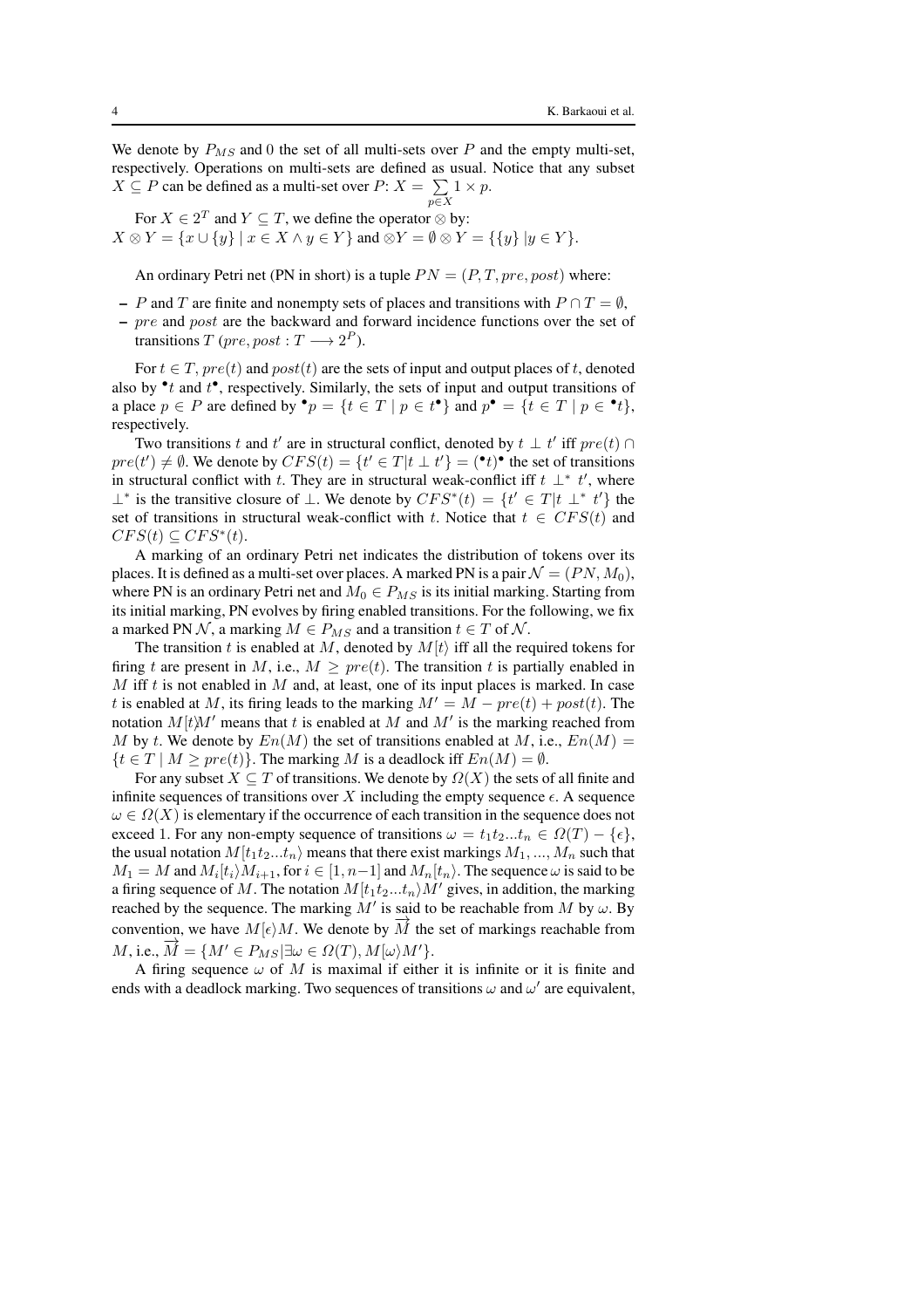We denote by $P_{MS}$ and 0 the set of all multi-sets over $P$ and the empty multi-set, respectively. Operations on multi-sets are defined as usual. Notice that any subset $X \subseteq P$ can be defined as a multi-set over $P$: $X = \sum_{p \in X} 1 \times p$.

For $X \in 2^T$ and $Y \subseteq T$, we define the operator $\otimes$ by:
$X \otimes Y = \{x \cup \{y\} \mid x \in X \wedge y \in Y\}$ and $\otimes Y = \emptyset \otimes Y = \{\{y\} \mid y \in Y\}$.

An ordinary Petri net (PN in short) is a tuple $PN = (P, T, pre, post)$ where:

- $P$ and $T$ are finite and nonempty sets of places and transitions with $P \cap T = \emptyset$,
- $pre$ and $post$ are the backward and forward incidence functions over the set of transitions $T$ ($pre, post : T \longrightarrow 2^P$).

For $t \in T$, $pre(t)$ and $post(t)$ are the sets of input and output places of $t$, denoted also by ${}^\bullet t$ and $t^\bullet$, respectively. Similarly, the sets of input and output transitions of a place $p \in P$ are defined by ${}^\bullet p = \{t \in T \mid p \in t^\bullet\}$ and $p^\bullet = \{t \in T \mid p \in {}^\bullet t\}$, respectively.

Two transitions $t$ and $t'$ are in structural conflict, denoted by $t \perp t'$ iff $pre(t) \cap pre(t') \neq \emptyset$. We denote by $CFS(t) = \{t' \in T | t \perp t'\} = ({}^\bullet t)^\bullet$ the set of transitions in structural conflict with $t$. They are in structural weak-conflict iff $t \perp^* t'$, where $\perp^*$ is the transitive closure of $\perp$. We denote by $CFS^*(t) = \{t' \in T | t \perp^* t'\}$ the set of transitions in structural weak-conflict with $t$. Notice that $t \in CFS(t)$ and $CFS(t) \subseteq CFS^*(t)$.

A marking of an ordinary Petri net indicates the distribution of tokens over its places. It is defined as a multi-set over places. A marked PN is a pair $\mathcal{N} = (PN, M_0)$, where PN is an ordinary Petri net and $M_0 \in P_{MS}$ is its initial marking. Starting from its initial marking, PN evolves by firing enabled transitions. For the following, we fix a marked PN $\mathcal{N}$, a marking $M \in P_{MS}$ and a transition $t \in T$ of $\mathcal{N}$.

The transition $t$ is enabled at $M$, denoted by $M[t\rangle$ iff all the required tokens for firing $t$ are present in $M$, i.e., $M \geq pre(t)$. The transition $t$ is partially enabled in $M$ iff $t$ is not enabled in $M$ and, at least, one of its input places is marked. In case $t$ is enabled at $M$, its firing leads to the marking $M' = M - pre(t) + post(t)$. The notation $M[t\rangle M'$ means that $t$ is enabled at $M$ and $M'$ is the marking reached from $M$ by $t$. We denote by $En(M)$ the set of transitions enabled at $M$, i.e., $En(M) = \{t \in T \mid M \geq pre(t)\}$. The marking $M$ is a deadlock iff $En(M) = \emptyset$.

For any subset $X \subseteq T$ of transitions. We denote by $\Omega(X)$ the sets of all finite and infinite sequences of transitions over $X$ including the empty sequence $\epsilon$. A sequence $\omega \in \Omega(X)$ is elementary if the occurrence of each transition in the sequence does not exceed 1. For any non-empty sequence of transitions $\omega = t_1 t_2 ... t_n \in \Omega(T) - \{\epsilon\}$, the usual notation $M[t_1 t_2 ... t_n\rangle$ means that there exist markings $M_1, ..., M_n$ such that $M_1 = M$ and $M_i[t_i\rangle M_{i+1}$, for $i \in [1, n-1]$ and $M_n[t_n\rangle$. The sequence $\omega$ is said to be a firing sequence of $M$. The notation $M[t_1 t_2 ... t_n\rangle M'$ gives, in addition, the marking reached by the sequence. The marking $M'$ is said to be reachable from $M$ by $\omega$. By convention, we have $M[\epsilon\rangle M$. We denote by $\overrightarrow{M}$ the set of markings reachable from $M$, i.e., $\overrightarrow{M} = \{M' \in P_{MS} | \exists \omega \in \Omega(T), M[\omega\rangle M'\}$.

A firing sequence $\omega$ of $M$ is maximal if either it is infinite or it is finite and ends with a deadlock marking. Two sequences of transitions $\omega$ and $\omega'$ are equivalent,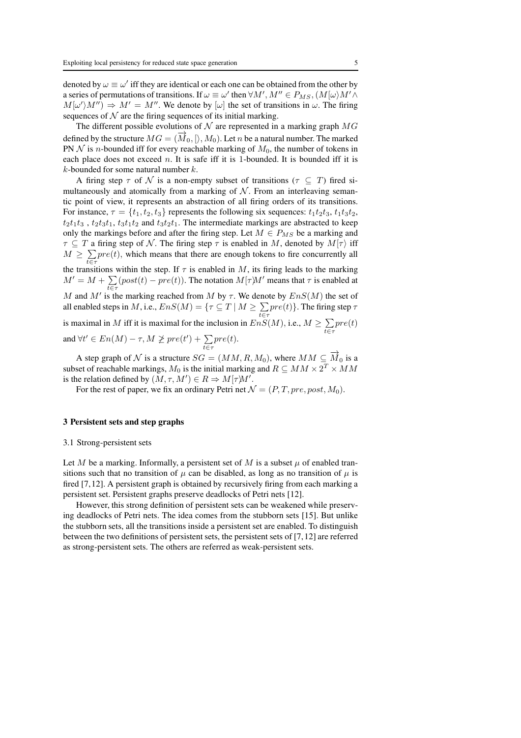denoted by $\omega \equiv \omega'$ iff they are identical or each one can be obtained from the other by a series of permutations of transitions. If $\omega \equiv \omega'$ then $\forall M', M'' \in P_{MS}, (M[\omega\rangle M' \wedge M[\omega'\rangle M'') \Rightarrow M' = M''$. We denote by $[\omega]$ the set of transitions in $\omega$. The firing sequences of $\mathcal{N}$ are the firing sequences of its initial marking.

The different possible evolutions of $\mathcal{N}$ are represented in a marking graph $MG$ defined by the structure $MG = (\overrightarrow{M}_0, [\rangle, M_0)$. Let $n$ be a natural number. The marked PN $\mathcal{N}$ is $n$-bounded iff for every reachable marking of $M_0$, the number of tokens in each place does not exceed $n$. It is safe iff it is 1-bounded. It is bounded iff it is $k$-bounded for some natural number $k$.

A firing step $\tau$ of $\mathcal{N}$ is a non-empty subset of transitions ($\tau \subseteq T$) fired simultaneously and atomically from a marking of $\mathcal{N}$. From an interleaving semantic point of view, it represents an abstraction of all firing orders of its transitions. For instance, $\tau = \{t_1, t_2, t_3\}$ represents the following six sequences: $t_1t_2t_3$, $t_1t_3t_2$, $t_2t_1t_3$ , $t_2t_3t_1$, $t_3t_1t_2$ and $t_3t_2t_1$. The intermediate markings are abstracted to keep only the markings before and after the firing step. Let $M \in P_{MS}$ be a marking and $\tau \subseteq T$ a firing step of $\mathcal{N}$. The firing step $\tau$ is enabled in $M$, denoted by $M[\tau\rangle$ iff $M \geq \sum_{t \in \tau} pre(t)$, which means that there are enough tokens to fire concurrently all the transitions within the step. If $\tau$ is enabled in $M$, its firing leads to the marking $M' = M + \sum_{t \in \tau}(post(t) - pre(t))$. The notation $M[\tau\rangle M'$ means that $\tau$ is enabled at $M$ and $M'$ is the marking reached from $M$ by $\tau$. We denote by $EnS(M)$ the set of all enabled steps in $M$, i.e., $EnS(M) = \{\tau \subseteq T \mid M \geq \sum_{t \in \tau} pre(t)\}$. The firing step $\tau$ is maximal in $M$ iff it is maximal for the inclusion in $EnS(M)$, i.e., $M \geq \sum_{t \in \tau} pre(t)$ and $\forall t' \in En(M) - \tau, M \not\geq pre(t') + \sum_{t \in \tau} pre(t)$.

A step graph of $\mathcal{N}$ is a structure $SG = (MM, R, M_0)$, where $MM \subseteq \overrightarrow{M}_0$ is a subset of reachable markings, $M_0$ is the initial marking and $R \subseteq MM \times 2^T \times MM$ is the relation defined by $(M, \tau, M') \in R \Rightarrow M[\tau\rangle M'$.

For the rest of paper, we fix an ordinary Petri net $\mathcal{N} = (P, T, pre, post, M_0)$.

## 3 Persistent sets and step graphs

### 3.1 Strong-persistent sets

Let $M$ be a marking. Informally, a persistent set of $M$ is a subset $\mu$ of enabled transitions such that no transition of $\mu$ can be disabled, as long as no transition of $\mu$ is fired [7,12]. A persistent graph is obtained by recursively firing from each marking a persistent set. Persistent graphs preserve deadlocks of Petri nets [12].

However, this strong definition of persistent sets can be weakened while preserving deadlocks of Petri nets. The idea comes from the stubborn sets [15]. But unlike the stubborn sets, all the transitions inside a persistent set are enabled. To distinguish between the two definitions of persistent sets, the persistent sets of [7,12] are referred as strong-persistent sets. The others are referred as weak-persistent sets.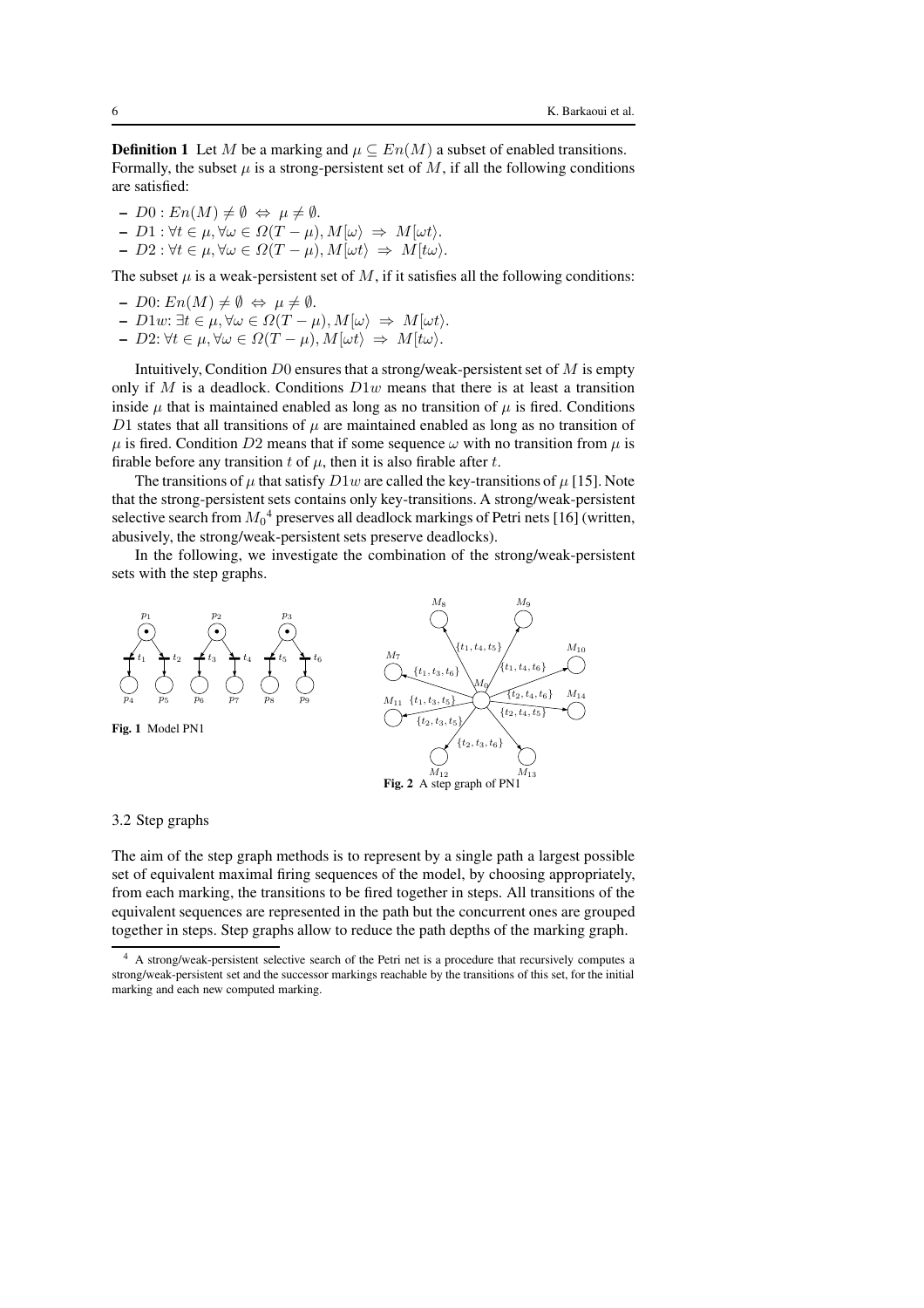**Definition 1** Let $M$ be a marking and $\mu \subseteq En(M)$ a subset of enabled transitions. Formally, the subset $\mu$ is a strong-persistent set of $M$, if all the following conditions are satisfied:

- $D0 : En(M) \neq \emptyset \Leftrightarrow \mu \neq \emptyset$.
- $D1 : \forall t \in \mu, \forall \omega \in \Omega(T - \mu), M[\omega\rangle \Rightarrow M[\omega t\rangle$.
- $D2 : \forall t \in \mu, \forall \omega \in \Omega(T - \mu), M[\omega t\rangle \Rightarrow M[t\omega\rangle$.

The subset $\mu$ is a weak-persistent set of $M$, if it satisfies all the following conditions:

- $D0$: $En(M) \neq \emptyset \Leftrightarrow \mu \neq \emptyset$.
- $D1w$: $\exists t \in \mu, \forall \omega \in \Omega(T - \mu), M[\omega\rangle \Rightarrow M[\omega t\rangle$.
- $D2$: $\forall t \in \mu, \forall \omega \in \Omega(T - \mu), M[\omega t\rangle \Rightarrow M[t\omega\rangle$.

Intuitively, Condition $D0$ ensures that a strong/weak-persistent set of $M$ is empty only if $M$ is a deadlock. Conditions $D1w$ means that there is at least a transition inside $\mu$ that is maintained enabled as long as no transition of $\mu$ is fired. Conditions $D1$ states that all transitions of $\mu$ are maintained enabled as long as no transition of $\mu$ is fired. Condition $D2$ means that if some sequence $\omega$ with no transition from $\mu$ is firable before any transition $t$ of $\mu$, then it is also firable after $t$.

The transitions of $\mu$ that satisfy $D1w$ are called the key-transitions of $\mu$ [15]. Note that the strong-persistent sets contains only key-transitions. A strong/weak-persistent selective search from $M_0$[4] preserves all deadlock markings of Petri nets [16] (written, abusively, the strong/weak-persistent sets preserve deadlocks).

In the following, we investigate the combination of the strong/weak-persistent sets with the step graphs.

**Fig. 1** Model PN1

**Fig. 2** A step graph of PN1

### 3.2 Step graphs

The aim of the step graph methods is to represent by a single path a largest possible set of equivalent maximal firing sequences of the model, by choosing appropriately, from each marking, the transitions to be fired together in steps. All transitions of the equivalent sequences are represented in the path but the concurrent ones are grouped together in steps. Step graphs allow to reduce the path depths of the marking graph.

[4] A strong/weak-persistent selective search of the Petri net is a procedure that recursively computes a strong/weak-persistent set and the successor markings reachable by the transitions of this set, for the initial marking and each new computed marking.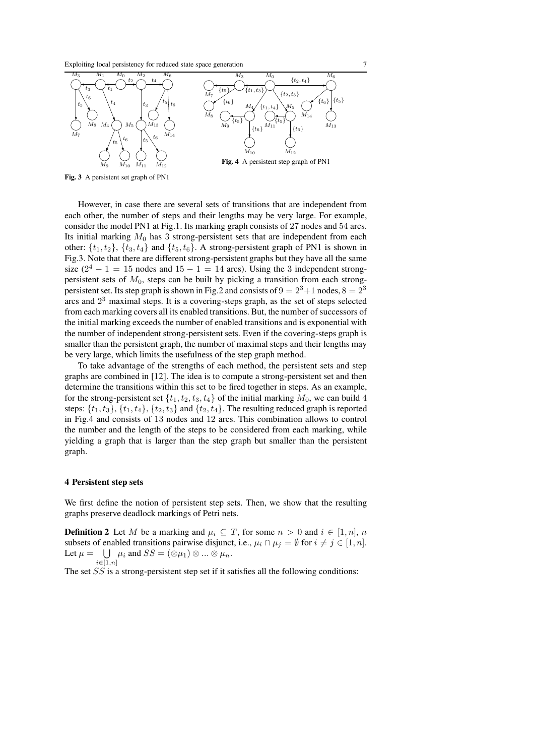Fig. 3 A persistent set graph of PN1

Fig. 4 A persistent step graph of PN1

However, in case there are several sets of transitions that are independent from each other, the number of steps and their lengths may be very large. For example, consider the model PN1 at Fig.1. Its marking graph consists of 27 nodes and 54 arcs. Its initial marking $M_0$ has 3 strong-persistent sets that are independent from each other: $\{t_1, t_2\}$, $\{t_3, t_4\}$ and $\{t_5, t_6\}$. A strong-persistent graph of PN1 is shown in Fig.3. Note that there are different strong-persistent graphs but they have all the same size ($2^4 - 1 = 15$ nodes and $15 - 1 = 14$ arcs). Using the 3 independent strong-persistent sets of $M_0$, steps can be built by picking a transition from each strong-persistent set. Its step graph is shown in Fig.2 and consists of $9 = 2^3+1$ nodes, $8 = 2^3$ arcs and $2^3$ maximal steps. It is a covering-steps graph, as the set of steps selected from each marking covers all its enabled transitions. But, the number of successors of the initial marking exceeds the number of enabled transitions and is exponential with the number of independent strong-persistent sets. Even if the covering-steps graph is smaller than the persistent graph, the number of maximal steps and their lengths may be very large, which limits the usefulness of the step graph method.

To take advantage of the strengths of each method, the persistent sets and step graphs are combined in [12]. The idea is to compute a strong-persistent set and then determine the transitions within this set to be fired together in steps. As an example, for the strong-persistent set $\{t_1, t_2, t_3, t_4\}$ of the initial marking $M_0$, we can build 4 steps: $\{t_1, t_3\}$, $\{t_1, t_4\}$, $\{t_2, t_3\}$ and $\{t_2, t_4\}$. The resulting reduced graph is reported in Fig.4 and consists of 13 nodes and 12 arcs. This combination allows to control the number and the length of the steps to be considered from each marking, while yielding a graph that is larger than the step graph but smaller than the persistent graph.

## 4 Persistent step sets

We first define the notion of persistent step sets. Then, we show that the resulting graphs preserve deadlock markings of Petri nets.

**Definition 2** Let $M$ be a marking and $\mu_i \subseteq T$, for some $n > 0$ and $i \in [1, n]$, $n$ subsets of enabled transitions pairwise disjunct, i.e., $\mu_i \cap \mu_j = \emptyset$ for $i \neq j \in [1, n]$. Let $\mu = \bigcup_{i \in [1,n]} \mu_i$ and $SS = (\otimes \mu_1) \otimes ... \otimes \mu_n$.

The set $SS$ is a strong-persistent step set if it satisfies all the following conditions: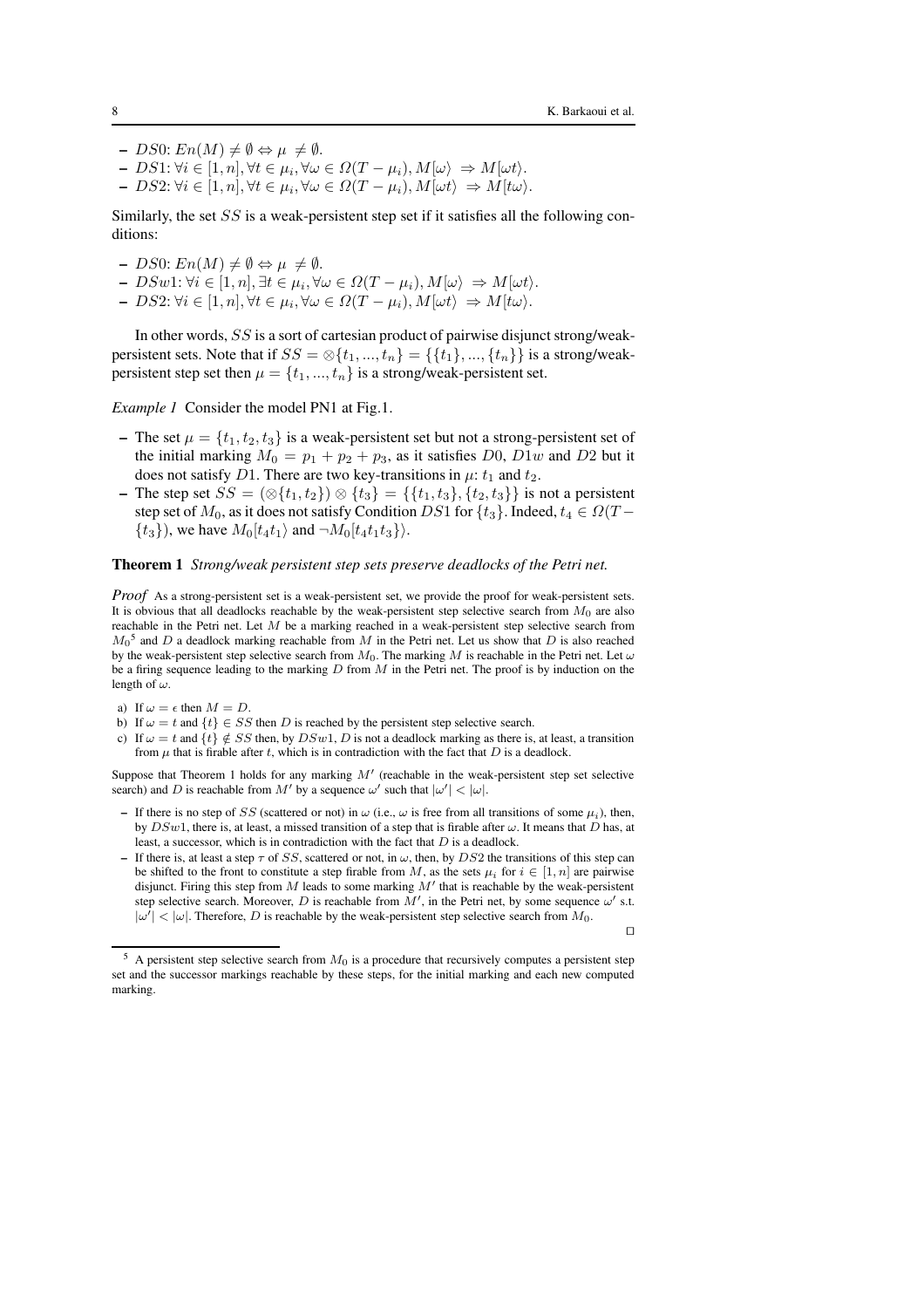- $DS0$: $En(M) \neq \emptyset \Leftrightarrow \mu \neq \emptyset$.
- $DS1$: $\forall i \in [1, n], \forall t \in \mu_i, \forall \omega \in \Omega(T - \mu_i), M[\omega\rangle \Rightarrow M[\omega t\rangle$.
- $DS2$: $\forall i \in [1, n], \forall t \in \mu_i, \forall \omega \in \Omega(T - \mu_i), M[\omega t\rangle \Rightarrow M[t\omega\rangle$.

Similarly, the set $SS$ is a weak-persistent step set if it satisfies all the following conditions:

- $DS0$: $En(M) \neq \emptyset \Leftrightarrow \mu \neq \emptyset$.
- $DSw1$: $\forall i \in [1, n], \exists t \in \mu_i, \forall \omega \in \Omega(T - \mu_i), M[\omega\rangle \Rightarrow M[\omega t\rangle$.
- $DS2$: $\forall i \in [1, n], \forall t \in \mu_i, \forall \omega \in \Omega(T - \mu_i), M[\omega t\rangle \Rightarrow M[t\omega\rangle$.

In other words, $SS$ is a sort of cartesian product of pairwise disjunct strong/weak-persistent sets. Note that if $SS = \otimes\{t_1, ..., t_n\} = \{\{t_1\}, ..., \{t_n\}\}$ is a strong/weak-persistent step set then $\mu = \{t_1, ..., t_n\}$ is a strong/weak-persistent set.

*Example 1* Consider the model PN1 at Fig.1.

- The set $\mu = \{t_1, t_2, t_3\}$ is a weak-persistent set but not a strong-persistent set of the initial marking $M_0 = p_1 + p_2 + p_3$, as it satisfies $D0$, $D1w$ and $D2$ but it does not satisfy $D1$. There are two key-transitions in $\mu$: $t_1$ and $t_2$.
- The step set $SS = (\otimes\{t_1, t_2\}) \otimes \{t_3\} = \{\{t_1, t_3\}, \{t_2, t_3\}\}$ is not a persistent step set of $M_0$, as it does not satisfy Condition $DS1$ for $\{t_3\}$. Indeed, $t_4 \in \Omega(T - \{t_3\})$, we have $M_0[t_4 t_1\rangle$ and $\neg M_0[t_4 t_1 t_3\rangle$.

**Theorem 1** *Strong/weak persistent step sets preserve deadlocks of the Petri net.*

*Proof* As a strong-persistent set is a weak-persistent set, we provide the proof for weak-persistent sets. It is obvious that all deadlocks reachable by the weak-persistent step selective search from $M_0$ are also reachable in the Petri net. Let $M$ be a marking reached in a weak-persistent step selective search from $M_0$[5] and $D$ a deadlock marking reachable from $M$ in the Petri net. Let us show that $D$ is also reached by the weak-persistent step selective search from $M_0$. The marking $M$ is reachable in the Petri net. Let $\omega$ be a firing sequence leading to the marking $D$ from $M$ in the Petri net. The proof is by induction on the length of $\omega$.

a) If $\omega = \epsilon$ then $M = D$.
b) If $\omega = t$ and $\{t\} \in SS$ then $D$ is reached by the persistent step selective search.
c) If $\omega = t$ and $\{t\} \notin SS$ then, by $DSw1$, $D$ is not a deadlock marking as there is, at least, a transition from $\mu$ that is firable after $t$, which is in contradiction with the fact that $D$ is a deadlock.

Suppose that Theorem 1 holds for any marking $M'$ (reachable in the weak-persistent step set selective search) and $D$ is reachable from $M'$ by a sequence $\omega'$ such that $|\omega'| < |\omega|$.

- If there is no step of $SS$ (scattered or not) in $\omega$ (i.e., $\omega$ is free from all transitions of some $\mu_i$), then, by $DSw1$, there is, at least, a missed transition of a step that is firable after $\omega$. It means that $D$ has, at least, a successor, which is in contradiction with the fact that $D$ is a deadlock.
- If there is, at least a step $\tau$ of $SS$, scattered or not, in $\omega$, then, by $DS2$ the transitions of this step can be shifted to the front to constitute a step firable from $M$, as the sets $\mu_i$ for $i \in [1, n]$ are pairwise disjunct. Firing this step from $M$ leads to some marking $M'$ that is reachable by the weak-persistent step selective search. Moreover, $D$ is reachable from $M'$, in the Petri net, by some sequence $\omega'$ s.t. $|\omega'| < |\omega|$. Therefore, $D$ is reachable by the weak-persistent step selective search from $M_0$.

□

[5] A persistent step selective search from $M_0$ is a procedure that recursively computes a persistent step set and the successor markings reachable by these steps, for the initial marking and each new computed marking.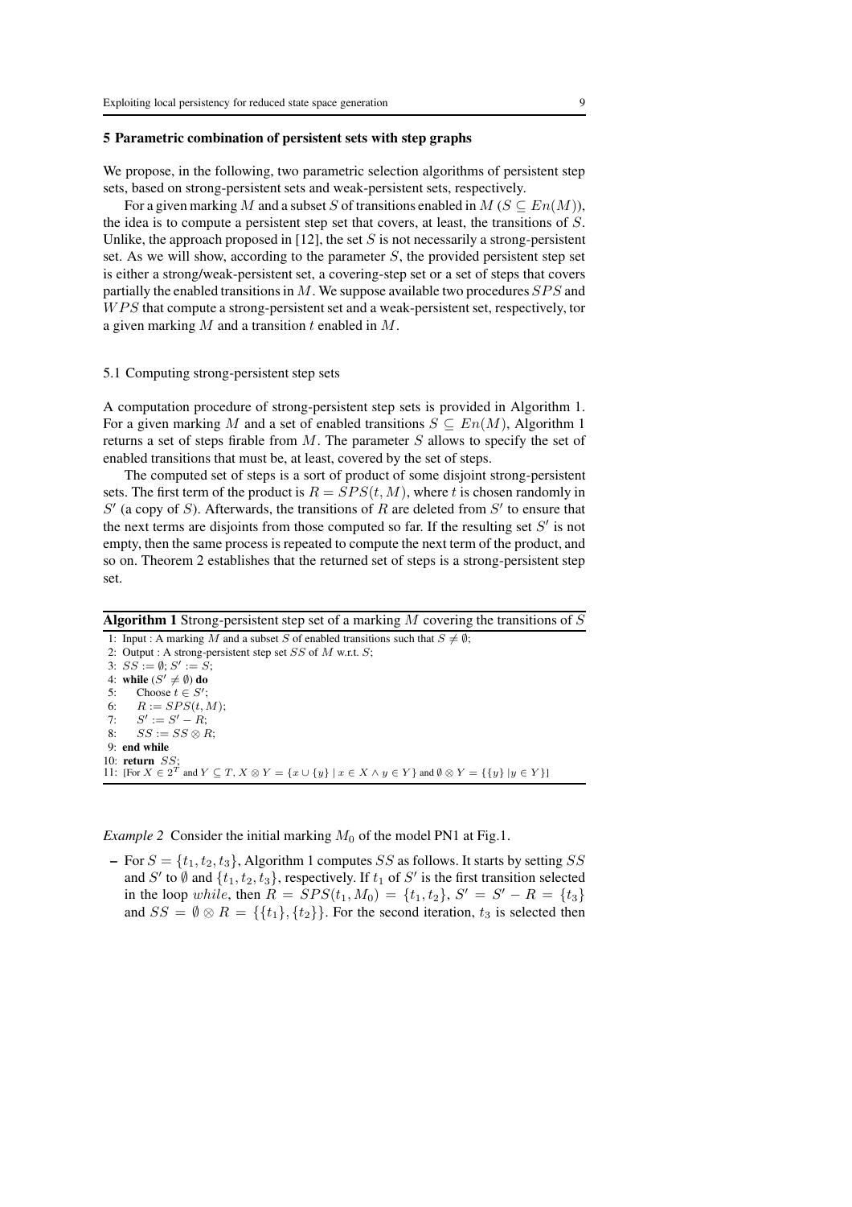## 5 Parametric combination of persistent sets with step graphs

We propose, in the following, two parametric selection algorithms of persistent step sets, based on strong-persistent sets and weak-persistent sets, respectively.

For a given marking $M$ and a subset $S$ of transitions enabled in $M$ ($S \subseteq En(M)$), the idea is to compute a persistent step set that covers, at least, the transitions of $S$. Unlike, the approach proposed in [12], the set $S$ is not necessarily a strong-persistent set. As we will show, according to the parameter $S$, the provided persistent step set is either a strong/weak-persistent set, a covering-step set or a set of steps that covers partially the enabled transitions in $M$. We suppose available two procedures $SPS$ and $WPS$ that compute a strong-persistent set and a weak-persistent set, respectively, tor a given marking $M$ and a transition $t$ enabled in $M$.

### 5.1 Computing strong-persistent step sets

A computation procedure of strong-persistent step sets is provided in Algorithm 1. For a given marking $M$ and a set of enabled transitions $S \subseteq En(M)$, Algorithm 1 returns a set of steps firable from $M$. The parameter $S$ allows to specify the set of enabled transitions that must be, at least, covered by the set of steps.

The computed set of steps is a sort of product of some disjoint strong-persistent sets. The first term of the product is $R = SPS(t, M)$, where $t$ is chosen randomly in $S'$ (a copy of $S$). Afterwards, the transitions of $R$ are deleted from $S'$ to ensure that the next terms are disjoints from those computed so far. If the resulting set $S'$ is not empty, then the same process is repeated to compute the next term of the product, and so on. Theorem 2 establishes that the returned set of steps is a strong-persistent step set.

**Algorithm 1** Strong-persistent step set of a marking $M$ covering the transitions of $S$

```
1: Input : A marking M and a subset S of enabled transitions such that S ≠ ∅;
2: Output : A strong-persistent step set SS of M w.r.t. S;
3: SS := ∅; S' := S;
4: while (S' ≠ ∅) do
5:    Choose t ∈ S';
6:    R := SPS(t, M);
7:    S' := S' − R;
8:    SS := SS ⊗ R;
9: end while
10: return SS;
11: [For X ∈ 2^T and Y ⊆ T, X ⊗ Y = {x ∪ {y} | x ∈ X ∧ y ∈ Y} and ∅ ⊗ Y = {{y} |y ∈ Y}]
```

*Example 2* Consider the initial marking $M_0$ of the model PN1 at Fig.1.

- For $S = \{t_1, t_2, t_3\}$, Algorithm 1 computes $SS$ as follows. It starts by setting $SS$ and $S'$ to $\emptyset$ and $\{t_1, t_2, t_3\}$, respectively. If $t_1$ of $S'$ is the first transition selected in the loop $while$, then $R = SPS(t_1, M_0) = \{t_1, t_2\}$, $S' = S' - R = \{t_3\}$ and $SS = \emptyset \otimes R = \{\{t_1\}, \{t_2\}\}$. For the second iteration, $t_3$ is selected then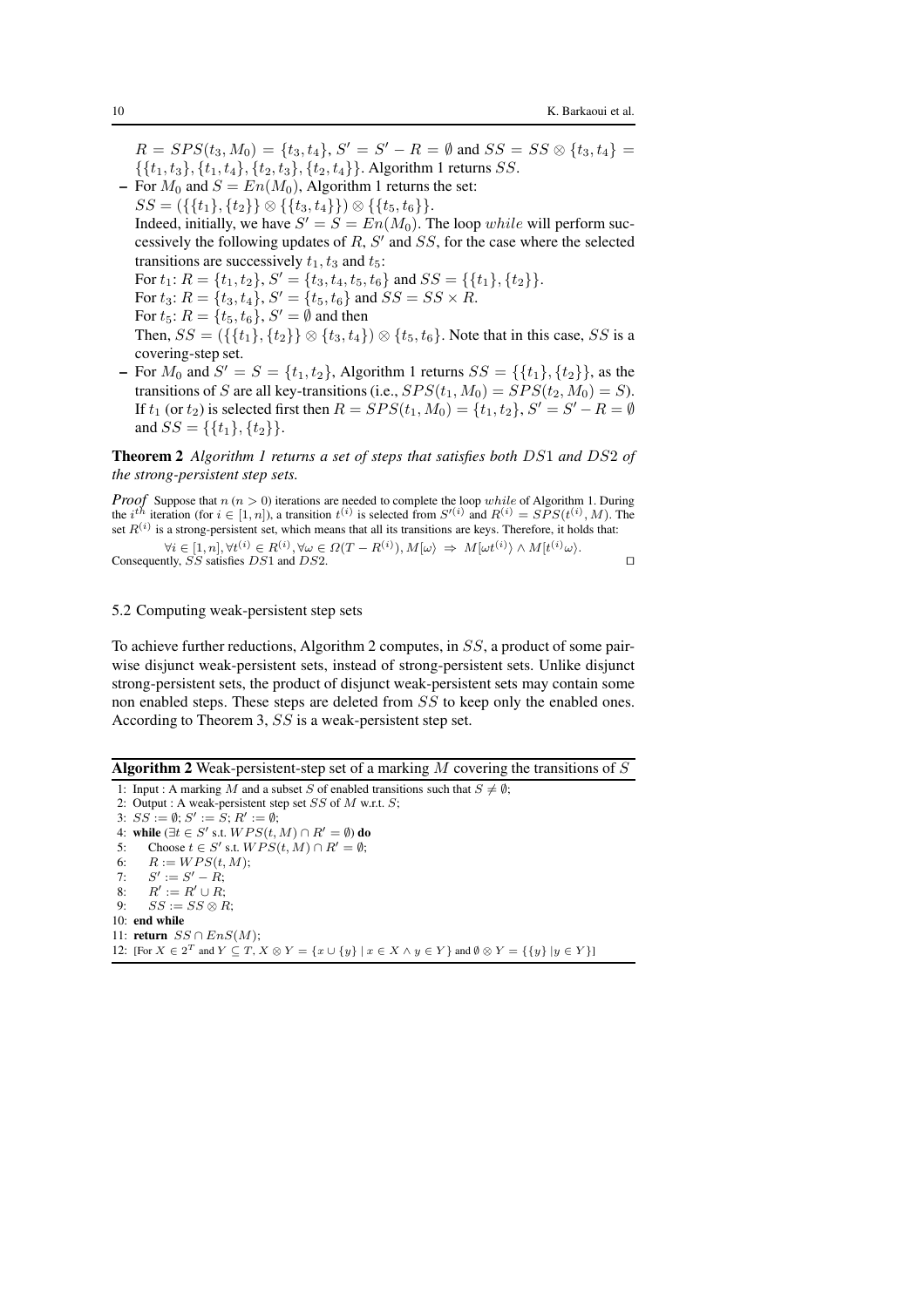$R = SPS(t_3, M_0) = \{t_3, t_4\}$, $S' = S' - R = \emptyset$ and $SS = SS \otimes \{t_3, t_4\} = \{\{t_1, t_3\}, \{t_1, t_4\}, \{t_2, t_3\}, \{t_2, t_4\}\}$. Algorithm 1 returns $SS$.

- For $M_0$ and $S = En(M_0)$, Algorithm 1 returns the set:
  $SS = (\{\{t_1\}, \{t_2\}\} \otimes \{\{t_3, t_4\}\}) \otimes \{\{t_5, t_6\}\}$.
  Indeed, initially, we have $S' = S = En(M_0)$. The loop *while* will perform successively the following updates of $R$, $S'$ and $SS$, for the case where the selected transitions are successively $t_1, t_3$ and $t_5$:
  For $t_1$: $R = \{t_1, t_2\}$, $S' = \{t_3, t_4, t_5, t_6\}$ and $SS = \{\{t_1\}, \{t_2\}\}$.
  For $t_3$: $R = \{t_3, t_4\}$, $S' = \{t_5, t_6\}$ and $SS = SS \times R$.
  For $t_5$: $R = \{t_5, t_6\}$, $S' = \emptyset$ and then
  Then, $SS = (\{\{t_1\}, \{t_2\}\} \otimes \{t_3, t_4\}) \otimes \{t_5, t_6\}$. Note that in this case, $SS$ is a covering-step set.
- For $M_0$ and $S' = S = \{t_1, t_2\}$, Algorithm 1 returns $SS = \{\{t_1\}, \{t_2\}\}$, as the transitions of $S$ are all key-transitions (i.e., $SPS(t_1, M_0) = SPS(t_2, M_0) = S$). If $t_1$ (or $t_2$) is selected first then $R = SPS(t_1, M_0) = \{t_1, t_2\}$, $S' = S' - R = \emptyset$ and $SS = \{\{t_1\}, \{t_2\}\}$.

**Theorem 2** *Algorithm 1 returns a set of steps that satisfies both $DS1$ and $DS2$ of the strong-persistent step sets.*

*Proof* Suppose that $n$ ($n > 0$) iterations are needed to complete the loop *while* of Algorithm 1. During the $i^{th}$ iteration (for $i \in [1, n]$), a transition $t^{(i)}$ is selected from $S'^{(i)}$ and $R^{(i)} = SPS(t^{(i)}, M)$. The set $R^{(i)}$ is a strong-persistent set, which means that all its transitions are keys. Therefore, it holds that:

$$\forall i \in [1, n], \forall t^{(i)} \in R^{(i)}, \forall \omega \in \Omega(T - R^{(i)}), M[\omega\rangle \Rightarrow M[\omega t^{(i)}\rangle \wedge M[t^{(i)}\omega\rangle.$$

Consequently, $SS$ satisfies $DS1$ and $DS2$. ◻

### 5.2 Computing weak-persistent step sets

To achieve further reductions, Algorithm 2 computes, in $SS$, a product of some pairwise disjunct weak-persistent sets, instead of strong-persistent sets. Unlike disjunct strong-persistent sets, the product of disjunct weak-persistent sets may contain some non enabled steps. These steps are deleted from $SS$ to keep only the enabled ones. According to Theorem 3, $SS$ is a weak-persistent step set.

**Algorithm 2** Weak-persistent-step set of a marking $M$ covering the transitions of $S$

```
1: Input : A marking M and a subset S of enabled transitions such that S ≠ ∅;
2: Output : A weak-persistent step set SS of M w.r.t. S;
3: SS := ∅; S' := S; R' := ∅;
4: while (∃t ∈ S' s.t. WPS(t, M) ∩ R' = ∅) do
5:     Choose t ∈ S' s.t. WPS(t, M) ∩ R' = ∅;
6:     R := WPS(t, M);
7:     S' := S' − R;
8:     R' := R' ∪ R;
9:     SS := SS ⊗ R;
10: end while
11: return SS ∩ EnS(M);
12: [For X ∈ 2^T and Y ⊆ T, X ⊗ Y = {x ∪ {y} | x ∈ X ∧ y ∈ Y} and ∅ ⊗ Y = {{y} | y ∈ Y}]
```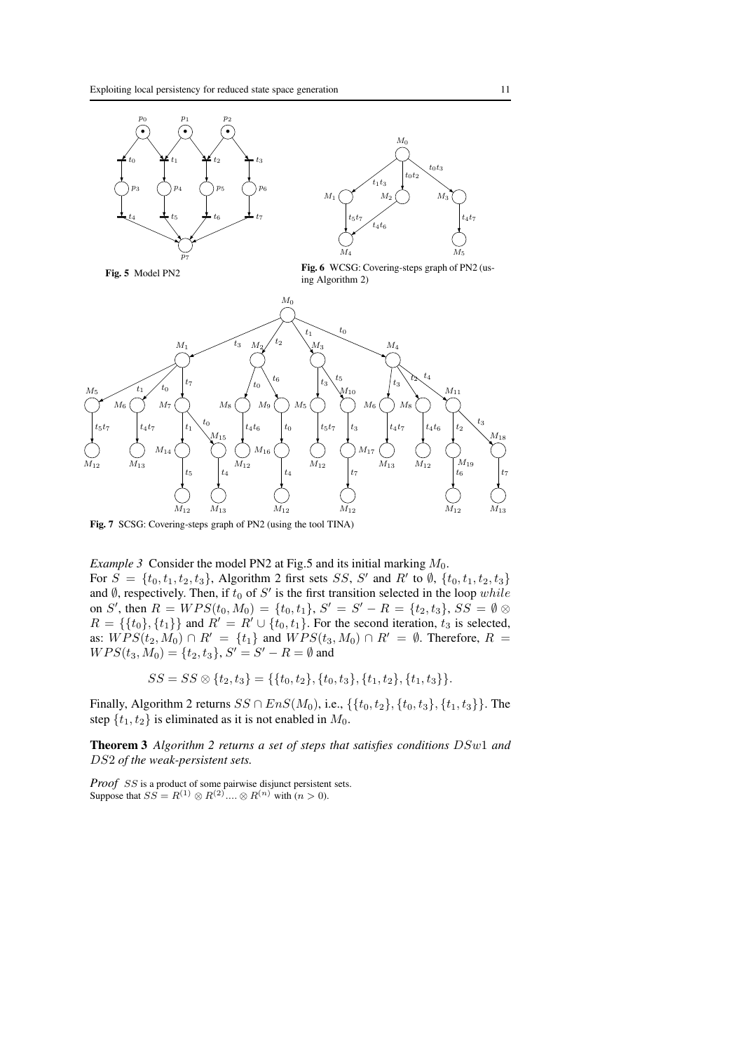Fig. 5 Model PN2

Fig. 6 WCSG: Covering-steps graph of PN2 (using Algorithm 2)

Fig. 7 SCSG: Covering-steps graph of PN2 (using the tool TINA)

*Example 3* Consider the model PN2 at Fig.5 and its initial marking $M_0$.
For $S = \{t_0, t_1, t_2, t_3\}$, Algorithm 2 first sets $SS$, $S'$ and $R'$ to $\emptyset$, $\{t_0, t_1, t_2, t_3\}$ and $\emptyset$, respectively. Then, if $t_0$ of $S'$ is the first transition selected in the loop $while$ on $S'$, then $R = WPS(t_0, M_0) = \{t_0, t_1\}$, $S' = S' - R = \{t_2, t_3\}$, $SS = \emptyset \otimes R = \{\{t_0\}, \{t_1\}\}$ and $R' = R' \cup \{t_0, t_1\}$. For the second iteration, $t_3$ is selected, as: $WPS(t_2, M_0) \cap R' = \{t_1\}$ and $WPS(t_3, M_0) \cap R' = \emptyset$. Therefore, $R = WPS(t_3, M_0) = \{t_2, t_3\}$, $S' = S' - R = \emptyset$ and

$$SS = SS \otimes \{t_2, t_3\} = \{\{t_0, t_2\}, \{t_0, t_3\}, \{t_1, t_2\}, \{t_1, t_3\}\}.$$

Finally, Algorithm 2 returns $SS \cap EnS(M_0)$, i.e., $\{\{t_0, t_2\}, \{t_0, t_3\}, \{t_1, t_3\}\}$. The step $\{t_1, t_2\}$ is eliminated as it is not enabled in $M_0$.

**Theorem 3** *Algorithm 2 returns a set of steps that satisfies conditions $DSw1$ and $DS2$ of the weak-persistent sets.*

*Proof* $SS$ is a product of some pairwise disjunct persistent sets.
Suppose that $SS = R^{(1)} \otimes R^{(2)} \ldots \otimes R^{(n)}$ with $(n > 0)$.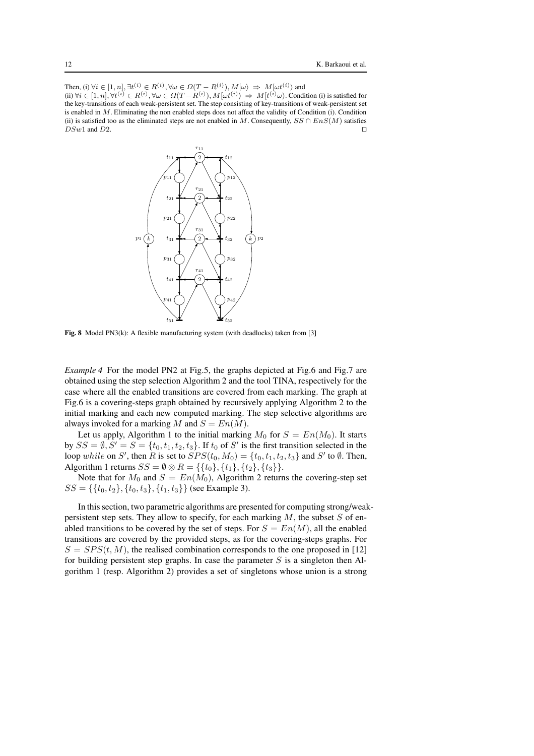Then, (i) $\forall i \in [1,n], \exists t^{(i)} \in R^{(i)}, \forall \omega \in \Omega(T - R^{(i)}), M[\omega\rangle \Rightarrow M[\omega t^{(i)}\rangle$ and
(ii) $\forall i \in [1,n], \forall t^{(i)} \in R^{(i)}, \forall \omega \in \Omega(T - R^{(i)}), M[\omega t^{(i)}\rangle \Rightarrow M[t^{(i)}\omega\rangle$. Condition (i) is satisfied for the key-transitions of each weak-persistent set. The step consisting of key-transitions of weak-persistent set is enabled in $M$. Eliminating the non enabled steps does not affect the validity of Condition (i). Condition (ii) is satisfied too as the eliminated steps are not enabled in $M$. Consequently, $SS \cap EnS(M)$ satisfies $DSw1$ and $D2$. □

**Fig. 8** Model PN3(k): A flexible manufacturing system (with deadlocks) taken from [3]

*Example 4* For the model PN2 at Fig.5, the graphs depicted at Fig.6 and Fig.7 are obtained using the step selection Algorithm 2 and the tool TINA, respectively for the case where all the enabled transitions are covered from each marking. The graph at Fig.6 is a covering-steps graph obtained by recursively applying Algorithm 2 to the initial marking and each new computed marking. The step selective algorithms are always invoked for a marking $M$ and $S = En(M)$.

Let us apply, Algorithm 1 to the initial marking $M_0$ for $S = En(M_0)$. It starts by $SS = \emptyset, S' = S = \{t_0, t_1, t_2, t_3\}$. If $t_0$ of $S'$ is the first transition selected in the loop *while* on $S'$, then $R$ is set to $SPS(t_0, M_0) = \{t_0, t_1, t_2, t_3\}$ and $S'$ to $\emptyset$. Then, Algorithm 1 returns $SS = \emptyset \otimes R = \{\{t_0\}, \{t_1\}, \{t_2\}, \{t_3\}\}$.

Note that for $M_0$ and $S = En(M_0)$, Algorithm 2 returns the covering-step set $SS = \{\{t_0, t_2\}, \{t_0, t_3\}, \{t_1, t_3\}\}$ (see Example 3).

In this section, two parametric algorithms are presented for computing strong/weak-persistent step sets. They allow to specify, for each marking $M$, the subset $S$ of enabled transitions to be covered by the set of steps. For $S = En(M)$, all the enabled transitions are covered by the provided steps, as for the covering-steps graphs. For $S = SPS(t, M)$, the realised combination corresponds to the one proposed in [12] for building persistent step graphs. In case the parameter $S$ is a singleton then Algorithm 1 (resp. Algorithm 2) provides a set of singletons whose union is a strong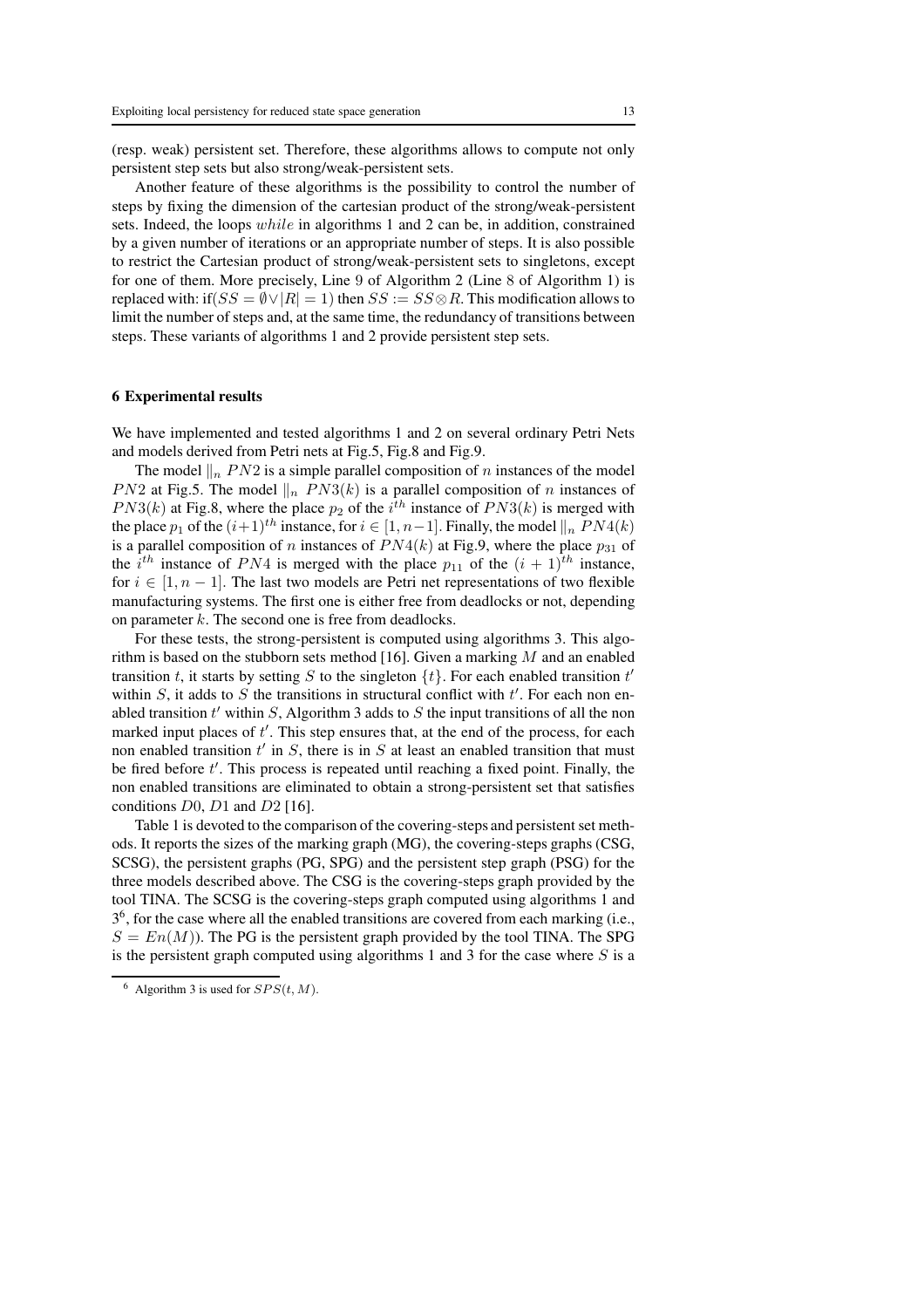(resp. weak) persistent set. Therefore, these algorithms allows to compute not only persistent step sets but also strong/weak-persistent sets.

Another feature of these algorithms is the possibility to control the number of steps by fixing the dimension of the cartesian product of the strong/weak-persistent sets. Indeed, the loops *while* in algorithms 1 and 2 can be, in addition, constrained by a given number of iterations or an appropriate number of steps. It is also possible to restrict the Cartesian product of strong/weak-persistent sets to singletons, except for one of them. More precisely, Line 9 of Algorithm 2 (Line 8 of Algorithm 1) is replaced with: if$(SS = \emptyset \vee |R| = 1)$ then $SS := SS \otimes R$. This modification allows to limit the number of steps and, at the same time, the redundancy of transitions between steps. These variants of algorithms 1 and 2 provide persistent step sets.

## 6 Experimental results

We have implemented and tested algorithms 1 and 2 on several ordinary Petri Nets and models derived from Petri nets at Fig.5, Fig.8 and Fig.9.

The model $\|_n\ PN2$ is a simple parallel composition of $n$ instances of the model $PN2$ at Fig.5. The model $\|_n\ PN3(k)$ is a parallel composition of $n$ instances of $PN3(k)$ at Fig.8, where the place $p_2$ of the $i^{th}$ instance of $PN3(k)$ is merged with the place $p_1$ of the $(i+1)^{th}$ instance, for $i \in [1, n-1]$. Finally, the model $\|_n\ PN4(k)$ is a parallel composition of $n$ instances of $PN4(k)$ at Fig.9, where the place $p_{31}$ of the $i^{th}$ instance of $PN4$ is merged with the place $p_{11}$ of the $(i+1)^{th}$ instance, for $i \in [1, n-1]$. The last two models are Petri net representations of two flexible manufacturing systems. The first one is either free from deadlocks or not, depending on parameter $k$. The second one is free from deadlocks.

For these tests, the strong-persistent is computed using algorithms 3. This algorithm is based on the stubborn sets method [16]. Given a marking $M$ and an enabled transition $t$, it starts by setting $S$ to the singleton $\{t\}$. For each enabled transition $t'$ within $S$, it adds to $S$ the transitions in structural conflict with $t'$. For each non enabled transition $t'$ within $S$, Algorithm 3 adds to $S$ the input transitions of all the non marked input places of $t'$. This step ensures that, at the end of the process, for each non enabled transition $t'$ in $S$, there is in $S$ at least an enabled transition that must be fired before $t'$. This process is repeated until reaching a fixed point. Finally, the non enabled transitions are eliminated to obtain a strong-persistent set that satisfies conditions $D0$, $D1$ and $D2$ [16].

Table 1 is devoted to the comparison of the covering-steps and persistent set methods. It reports the sizes of the marking graph (MG), the covering-steps graphs (CSG, SCSG), the persistent graphs (PG, SPG) and the persistent step graph (PSG) for the three models described above. The CSG is the covering-steps graph provided by the tool TINA. The SCSG is the covering-steps graph computed using algorithms 1 and 3[6], for the case where all the enabled transitions are covered from each marking (i.e., $S = En(M)$). The PG is the persistent graph provided by the tool TINA. The SPG is the persistent graph computed using algorithms 1 and 3 for the case where $S$ is a

[6] Algorithm 3 is used for $SPS(t, M)$.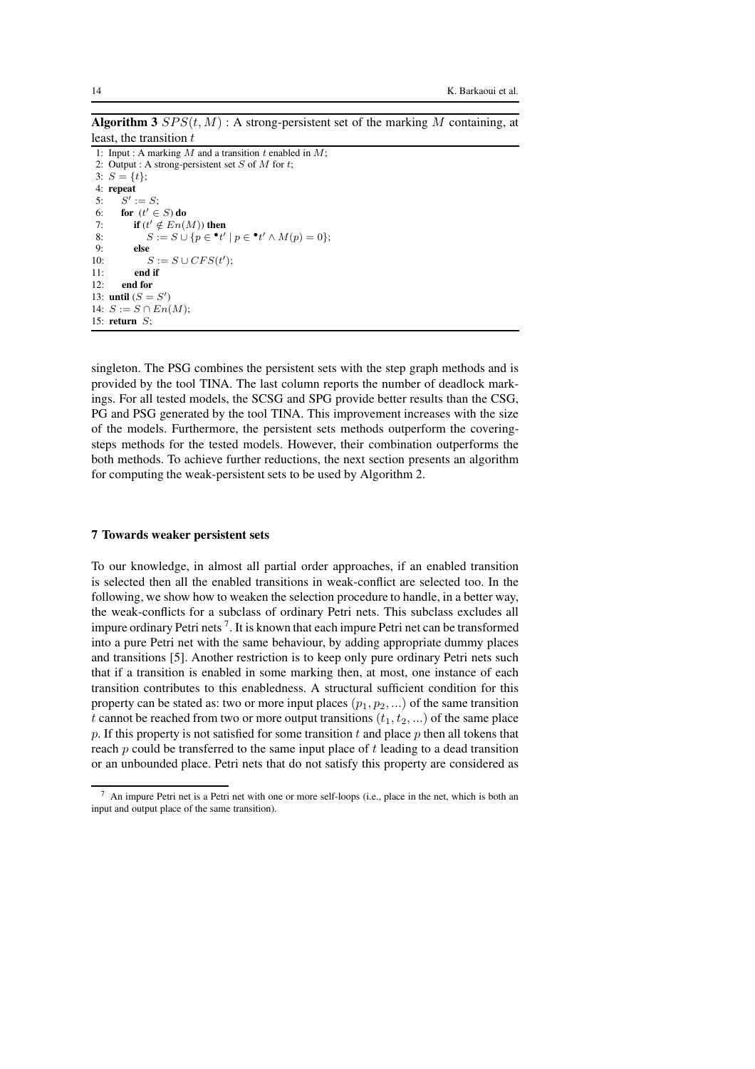**Algorithm 3** $SPS(t, M)$ : A strong-persistent set of the marking $M$ containing, at least, the transition $t$

```
1: Input : A marking M and a transition t enabled in M;
2: Output : A strong-persistent set S of M for t;
3: S = {t};
4: repeat
5:    S' := S;
6:    for (t' ∈ S) do
7:       if (t' ∉ En(M)) then
8:          S := S ∪ {p ∈ •t' | p ∈ •t' ∧ M(p) = 0};
9:       else
10:         S := S ∪ CFS(t');
11:      end if
12:   end for
13: until (S = S')
14: S := S ∩ En(M);
15: return S;
```

singleton. The PSG combines the persistent sets with the step graph methods and is provided by the tool TINA. The last column reports the number of deadlock markings. For all tested models, the SCSG and SPG provide better results than the CSG, PG and PSG generated by the tool TINA. This improvement increases with the size of the models. Furthermore, the persistent sets methods outperform the covering-steps methods for the tested models. However, their combination outperforms the both methods. To achieve further reductions, the next section presents an algorithm for computing the weak-persistent sets to be used by Algorithm 2.

## 7 Towards weaker persistent sets

To our knowledge, in almost all partial order approaches, if an enabled transition is selected then all the enabled transitions in weak-conflict are selected too. In the following, we show how to weaken the selection procedure to handle, in a better way, the weak-conflicts for a subclass of ordinary Petri nets. This subclass excludes all impure ordinary Petri nets [7]. It is known that each impure Petri net can be transformed into a pure Petri net with the same behaviour, by adding appropriate dummy places and transitions [5]. Another restriction is to keep only pure ordinary Petri nets such that if a transition is enabled in some marking then, at most, one instance of each transition contributes to this enabledness. A structural sufficient condition for this property can be stated as: two or more input places $(p_1, p_2, ...)$ of the same transition $t$ cannot be reached from two or more output transitions $(t_1, t_2, ...)$ of the same place $p$. If this property is not satisfied for some transition $t$ and place $p$ then all tokens that reach $p$ could be transferred to the same input place of $t$ leading to a dead transition or an unbounded place. Petri nets that do not satisfy this property are considered as

[7] An impure Petri net is a Petri net with one or more self-loops (i.e., place in the net, which is both an input and output place of the same transition).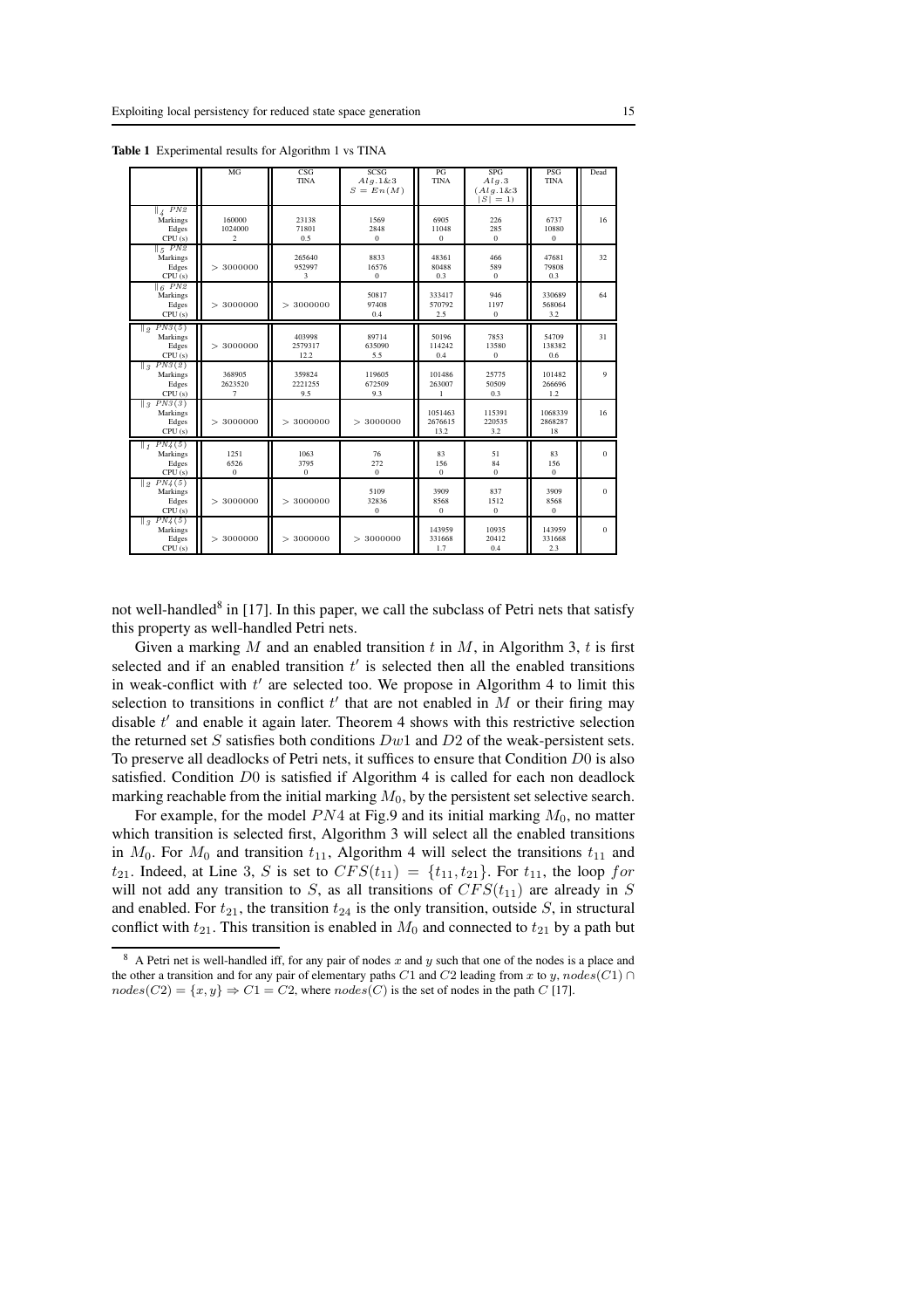**Table 1** Experimental results for Algorithm 1 vs TINA

| | MG | CSG TINA | SCSG $Alg.1\&3$ $S = En(M)$ | PG TINA | SPG $Alg.3$ $(Alg.1\&3$ $\|S\| = 1)$ | PSG TINA | Dead |
|---|---|---|---|---|---|---|---|
| $\|_4$ $PN2$ | | | | | | | |
| Markings | 160000 | 23138 | 1569 | 6905 | 226 | 6737 | 16 |
| Edges | 1024000 | 71801 | 2848 | 11048 | 285 | 10880 | |
| CPU (s) | 2 | 0.5 | 0 | 0 | 0 | 0 | |
| $\|_5$ $PN2$ | | | | | | | |
| Markings | | 265640 | 8833 | 48361 | 466 | 47681 | 32 |
| Edges | $> 3000000$ | 952997 | 16576 | 80488 | 589 | 79808 | |
| CPU (s) | | 3 | 0 | 0.3 | 0 | 0.3 | |
| $\|_6$ $PN2$ | | | | | | | |
| Markings | | | 50817 | 333417 | 946 | 330689 | 64 |
| Edges | $> 3000000$ | $> 3000000$ | 97408 | 570792 | 1197 | 568064 | |
| CPU (s) | | | 0.4 | 2.5 | 0 | 3.2 | |
| $\|_2$ $PN3(5)$ | | | | | | | |
| Markings | | 403998 | 89714 | 50196 | 7853 | 54709 | 31 |
| Edges | $> 3000000$ | 2579317 | 635090 | 114242 | 13580 | 138382 | |
| CPU (s) | | 12.2 | 5.5 | 0.4 | 0 | 0.6 | |
| $\|_3$ $PN3(2)$ | | | | | | | |
| Markings | 368905 | 359824 | 119605 | 101486 | 25775 | 101482 | 9 |
| Edges | 2623520 | 2221255 | 672509 | 263007 | 50509 | 266696 | |
| CPU (s) | 7 | 9.5 | 9.3 | 1 | 0.3 | 1.2 | |
| $\|_3$ $PN3(3)$ | | | | | | | |
| Markings | | | | 1051463 | 115391 | 1068339 | 16 |
| Edges | $> 3000000$ | $> 3000000$ | $> 3000000$ | 2676615 | 220535 | 2868287 | |
| CPU (s) | | | | 13.2 | 3.2 | 18 | |
| $\|_1$ $PN4(5)$ | | | | | | | |
| Markings | 1251 | 1063 | 76 | 83 | 51 | 83 | 0 |
| Edges | 6526 | 3795 | 272 | 156 | 84 | 156 | |
| CPU (s) | 0 | 0 | 0 | 0 | 0 | 0 | |
| $\|_2$ $PN4(5)$ | | | | | | | |
| Markings | | | 5109 | 3909 | 837 | 3909 | 0 |
| Edges | $> 3000000$ | $> 3000000$ | 32836 | 8568 | 1512 | 8568 | |
| CPU (s) | | | 0 | 0 | 0 | 0 | |
| $\|_3$ $PN4(5)$ | | | | | | | |
| Markings | | | | 143959 | 10935 | 143959 | 0 |
| Edges | $> 3000000$ | $> 3000000$ | $> 3000000$ | 331668 | 20412 | 331668 | |
| CPU (s) | | | | 1.7 | 0.4 | 2.3 | |

not well-handled[8] in [17]. In this paper, we call the subclass of Petri nets that satisfy this property as well-handled Petri nets.

Given a marking $M$ and an enabled transition $t$ in $M$, in Algorithm 3, $t$ is first selected and if an enabled transition $t'$ is selected then all the enabled transitions in weak-conflict with $t'$ are selected too. We propose in Algorithm 4 to limit this selection to transitions in conflict $t'$ that are not enabled in $M$ or their firing may disable $t'$ and enable it again later. Theorem 4 shows with this restrictive selection the returned set $S$ satisfies both conditions $Dw1$ and $D2$ of the weak-persistent sets. To preserve all deadlocks of Petri nets, it suffices to ensure that Condition $D0$ is also satisfied. Condition $D0$ is satisfied if Algorithm 4 is called for each non deadlock marking reachable from the initial marking $M_0$, by the persistent set selective search.

For example, for the model $PN4$ at Fig.9 and its initial marking $M_0$, no matter which transition is selected first, Algorithm 3 will select all the enabled transitions in $M_0$. For $M_0$ and transition $t_{11}$, Algorithm 4 will select the transitions $t_{11}$ and $t_{21}$. Indeed, at Line 3, $S$ is set to $CFS(t_{11}) = \{t_{11}, t_{21}\}$. For $t_{11}$, the loop $for$ will not add any transition to $S$, as all transitions of $CFS(t_{11})$ are already in $S$ and enabled. For $t_{21}$, the transition $t_{24}$ is the only transition, outside $S$, in structural conflict with $t_{21}$. This transition is enabled in $M_0$ and connected to $t_{21}$ by a path but

[8] A Petri net is well-handled iff, for any pair of nodes $x$ and $y$ such that one of the nodes is a place and the other a transition and for any pair of elementary paths $C1$ and $C2$ leading from $x$ to $y$, $nodes(C1) \cap nodes(C2) = \{x, y\} \Rightarrow C1 = C2$, where $nodes(C)$ is the set of nodes in the path $C$ [17].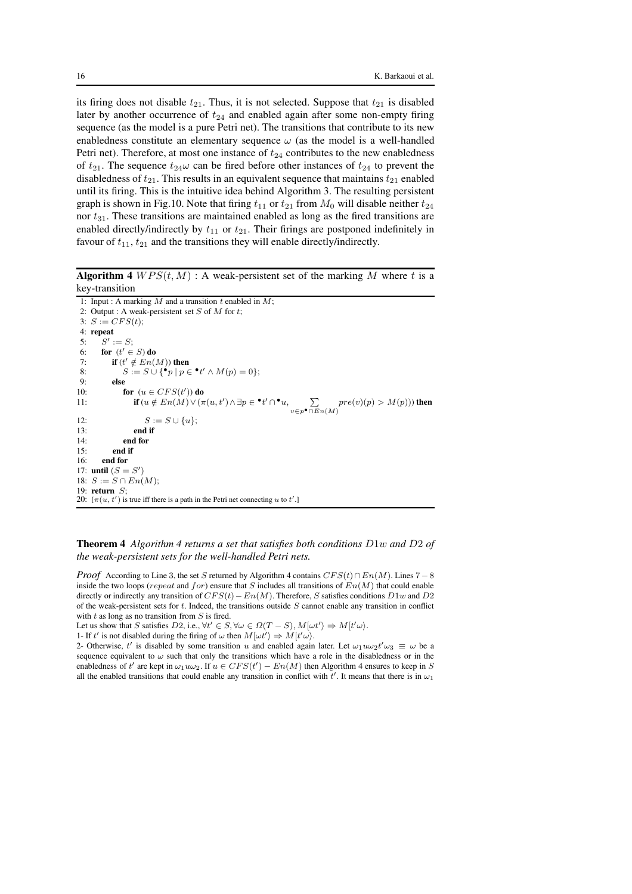its firing does not disable $t_{21}$. Thus, it is not selected. Suppose that $t_{21}$ is disabled later by another occurrence of $t_{24}$ and enabled again after some non-empty firing sequence (as the model is a pure Petri net). The transitions that contribute to its new enabledness constitute an elementary sequence $\omega$ (as the model is a well-handled Petri net). Therefore, at most one instance of $t_{24}$ contributes to the new enabledness of $t_{21}$. The sequence $t_{24}\omega$ can be fired before other instances of $t_{24}$ to prevent the disabledness of $t_{21}$. This results in an equivalent sequence that maintains $t_{21}$ enabled until its firing. This is the intuitive idea behind Algorithm 3. The resulting persistent graph is shown in Fig.10. Note that firing $t_{11}$ or $t_{21}$ from $M_0$ will disable neither $t_{24}$ nor $t_{31}$. These transitions are maintained enabled as long as the fired transitions are enabled directly/indirectly by $t_{11}$ or $t_{21}$. Their firings are postponed indefinitely in favour of $t_{11}$, $t_{21}$ and the transitions they will enable directly/indirectly.

**Algorithm 4** $WPS(t, M)$ : A weak-persistent set of the marking $M$ where $t$ is a key-transition

```
1: Input : A marking M and a transition t enabled in M;
2: Output : A weak-persistent set S of M for t;
3: S := CFS(t);
4: repeat
5:    S' := S;
6:    for (t' ∈ S) do
7:       if (t' ∉ En(M)) then
8:          S := S ∪ {•p | p ∈ •t' ∧ M(p) = 0};
9:       else
10:         for (u ∈ CFS(t')) do
11:            if (u ∉ En(M) ∨ (π(u, t') ∧ ∃p ∈ •t' ∩ •u, Σ_{v∈p•∩En(M)} pre(v)(p) > M(p))) then
12:               S := S ∪ {u};
13:            end if
14:         end for
15:      end if
16:   end for
17: until (S = S')
18: S := S ∩ En(M);
19: return S;
20: [π(u, t') is true iff there is a path in the Petri net connecting u to t'.]
```

**Theorem 4** *Algorithm 4 returns a set that satisfies both conditions $D1w$ and $D2$ of the weak-persistent sets for the well-handled Petri nets.*

*Proof* According to Line 3, the set $S$ returned by Algorithm 4 contains $CFS(t) \cap En(M)$. Lines $7-8$ inside the two loops ($repeat$ and $for$) ensure that $S$ includes all transitions of $En(M)$ that could enable directly or indirectly any transition of $CFS(t) - En(M)$. Therefore, $S$ satisfies conditions $D1w$ and $D2$ of the weak-persistent sets for $t$. Indeed, the transitions outside $S$ cannot enable any transition in conflict with $t$ as long as no transition from $S$ is fired.

Let us show that $S$ satisfies $D2$, i.e., $\forall t' \in S, \forall \omega \in \Omega(T-S), M[\omega t'\rangle \Rightarrow M[t'\omega\rangle$.

1- If $t'$ is not disabled during the firing of $\omega$ then $M[\omega t'\rangle \Rightarrow M[t'\omega\rangle$.

2- Otherwise, $t'$ is disabled by some transition $u$ and enabled again later. Let $\omega_1 u \omega_2 t' \omega_3 \equiv \omega$ be a sequence equivalent to $\omega$ such that only the transitions which have a role in the disabledness or in the enabledness of $t'$ are kept in $\omega_1 u \omega_2$. If $u \in CFS(t') - En(M)$ then Algorithm 4 ensures to keep in $S$ all the enabled transitions that could enable any transition in conflict with $t'$. It means that there is in $\omega_1$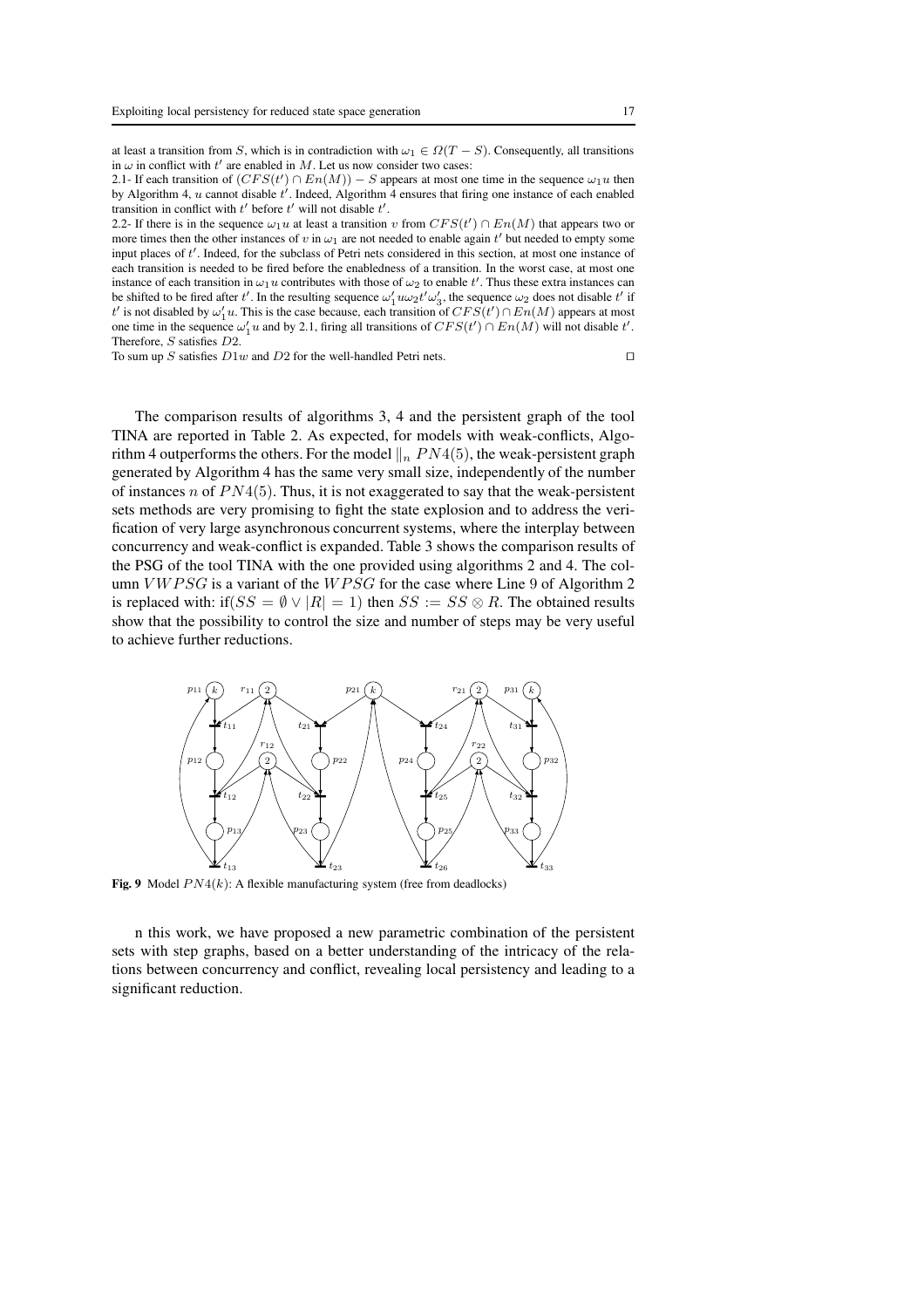at least a transition from $S$, which is in contradiction with $\omega_1 \in \Omega(T - S)$. Consequently, all transitions in $\omega$ in conflict with $t'$ are enabled in $M$. Let us now consider two cases:

2.1- If each transition of $(CFS(t') \cap En(M)) - S$ appears at most one time in the sequence $\omega_1 u$ then by Algorithm 4, $u$ cannot disable $t'$. Indeed, Algorithm 4 ensures that firing one instance of each enabled transition in conflict with $t'$ before $t'$ will not disable $t'$.

2.2- If there is in the sequence $\omega_1 u$ at least a transition $v$ from $CFS(t') \cap En(M)$ that appears two or more times then the other instances of $v$ in $\omega_1$ are not needed to enable again $t'$ but needed to empty some input places of $t'$. Indeed, for the subclass of Petri nets considered in this section, at most one instance of each transition is needed to be fired before the enabledness of a transition. In the worst case, at most one instance of each transition in $\omega_1 u$ contributes with those of $\omega_2$ to enable $t'$. Thus these extra instances can be shifted to be fired after $t'$. In the resulting sequence $\omega_1' u \omega_2 t' \omega_3'$, the sequence $\omega_2$ does not disable $t'$ if $t'$ is not disabled by $\omega_1' u$. This is the case because, each transition of $CFS(t') \cap En(M)$ appears at most one time in the sequence $\omega_1' u$ and by 2.1, firing all transitions of $CFS(t') \cap En(M)$ will not disable $t'$. Therefore, $S$ satisfies $D2$.

To sum up $S$ satisfies $D1w$ and $D2$ for the well-handled Petri nets. ⊓⊔

The comparison results of algorithms 3, 4 and the persistent graph of the tool TINA are reported in Table 2. As expected, for models with weak-conflicts, Algorithm 4 outperforms the others. For the model $\|_n PN4(5)$, the weak-persistent graph generated by Algorithm 4 has the same very small size, independently of the number of instances $n$ of $PN4(5)$. Thus, it is not exaggerated to say that the weak-persistent sets methods are very promising to fight the state explosion and to address the verification of very large asynchronous concurrent systems, where the interplay between concurrency and weak-conflict is expanded. Table 3 shows the comparison results of the PSG of the tool TINA with the one provided using algorithms 2 and 4. The column $VWPSG$ is a variant of the $WPSG$ for the case where Line 9 of Algorithm 2 is replaced with: if$(SS = \emptyset \vee |R| = 1)$ then $SS := SS \otimes R$. The obtained results show that the possibility to control the size and number of steps may be very useful to achieve further reductions.

**Fig. 9** Model $PN4(k)$: A flexible manufacturing system (free from deadlocks)

n this work, we have proposed a new parametric combination of the persistent sets with step graphs, based on a better understanding of the intricacy of the relations between concurrency and conflict, revealing local persistency and leading to a significant reduction.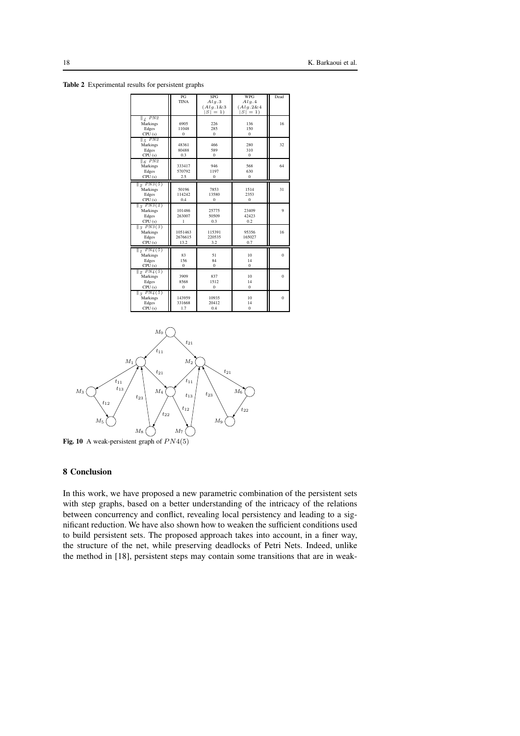**Table 2** Experimental results for persistent graphs

| | PG TINA | SPG $Alg.3$ $(Alg.1\&3$ $\|S\|=1)$ | WPG $Alg.4$ $(Alg.2\&4$ $\|S\|=1)$ | Dead |
|---|---|---|---|---|
| $\|_4$ $PN2$ | | | | |
| Markings | 6905 | 226 | 136 | 16 |
| Edges | 11048 | 285 | 150 | |
| CPU (s) | 0 | 0 | 0 | |
| $\|_5$ $PN2$ | | | | |
| Markings | 48361 | 466 | 280 | 32 |
| Edges | 80488 | 589 | 310 | |
| CPU (s) | 0.3 | 0 | 0 | |
| $\|_6$ $PN2$ | | | | |
| Markings | 333417 | 946 | 568 | 64 |
| Edges | 570792 | 1197 | 630 | |
| CPU (s) | 2.5 | 0 | 0 | |
| $\|_2$ $PN3(5)$ | | | | |
| Markings | 50196 | 7853 | 1514 | 31 |
| Edges | 114242 | 13580 | 2353 | |
| CPU (s) | 0.4 | 0 | 0 | |
| $\|_3$ $PN3(2)$ | | | | |
| Markings | 101486 | 25775 | 23409 | 9 |
| Edges | 263007 | 50509 | 42423 | |
| CPU (s) | 1 | 0.3 | 0.2 | |
| $\|_3$ $PN3(3)$ | | | | |
| Markings | 1051463 | 115391 | 95356 | 16 |
| Edges | 2676615 | 220535 | 165027 | |
| CPU (s) | 13.2 | 3.2 | 0.7 | |
| $\|_1$ $PN4(5)$ | | | | |
| Markings | 83 | 51 | 10 | 0 |
| Edges | 156 | 84 | 14 | |
| CPU (s) | 0 | 0 | 0 | |
| $\|_2$ $PN4(5)$ | | | | |
| Markings | 3909 | 837 | 10 | 0 |
| Edges | 8568 | 1512 | 14 | |
| CPU (s) | 0 | 0 | 0 | |
| $\|_3$ $PN4(5)$ | | | | |
| Markings | 143959 | 10935 | 10 | 0 |
| Edges | 331668 | 20412 | 14 | |
| CPU (s) | 1.7 | 0.4 | 0 | |

**Fig. 10** A weak-persistent graph of $PN4(5)$

## 8 Conclusion

In this work, we have proposed a new parametric combination of the persistent sets with step graphs, based on a better understanding of the intricacy of the relations between concurrency and conflict, revealing local persistency and leading to a significant reduction. We have also shown how to weaken the sufficient conditions used to build persistent sets. The proposed approach takes into account, in a finer way, the structure of the net, while preserving deadlocks of Petri Nets. Indeed, unlike the method in [18], persistent steps may contain some transitions that are in weak-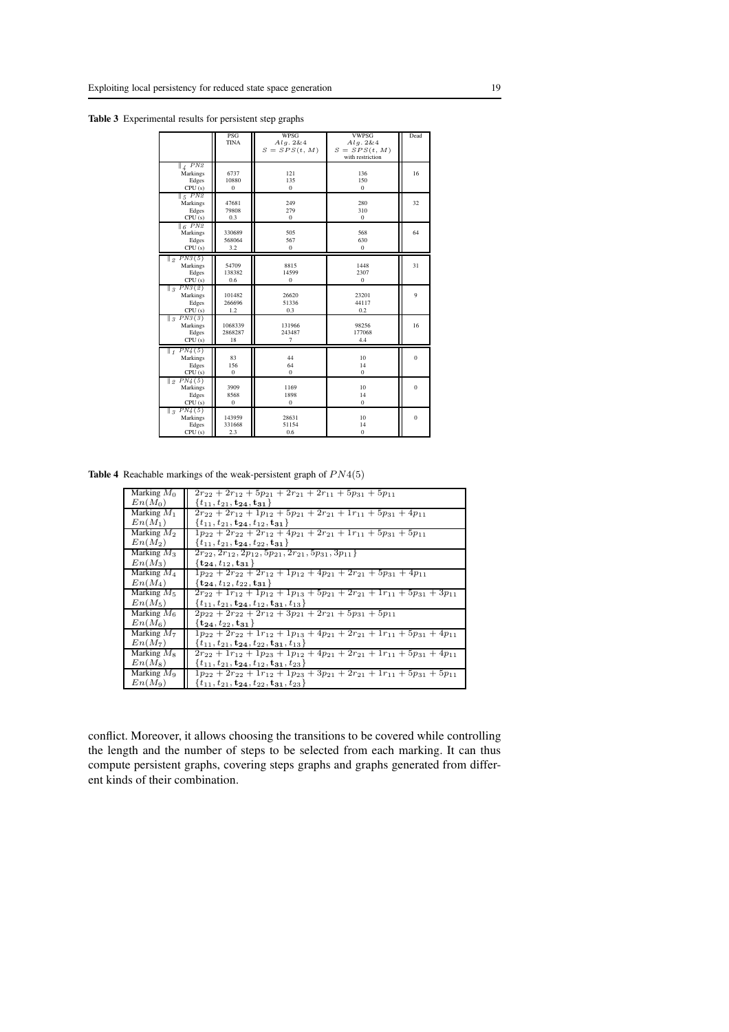**Table 3** Experimental results for persistent step graphs

| | PSG TINA | WPSG $Alg.\ 2\&4$ $S = SPS(t, M)$ | VWPSG $Alg.\ 2\&4$ $S = SPS(t, M)$ with restriction | Dead |
|---|---|---|---|---|
| $\|_4\ PN2$ | | | | |
| Markings | 6737 | 121 | 136 | 16 |
| Edges | 10880 | 135 | 150 | |
| CPU (s) | 0 | 0 | 0 | |
| $\|_5\ PN2$ | | | | |
| Markings | 47681 | 249 | 280 | 32 |
| Edges | 79808 | 279 | 310 | |
| CPU (s) | 0.3 | 0 | 0 | |
| $\|_6\ PN2$ | | | | |
| Markings | 330689 | 505 | 568 | 64 |
| Edges | 568064 | 567 | 630 | |
| CPU (s) | 3.2 | 0 | 0 | |
| $\|_2\ PN3(5)$ | | | | |
| Markings | 54709 | 8815 | 1448 | 31 |
| Edges | 138382 | 14599 | 2307 | |
| CPU (s) | 0.6 | 0 | 0 | |
| $\|_3\ PN3(2)$ | | | | |
| Markings | 101482 | 26620 | 23201 | 9 |
| Edges | 266696 | 51336 | 44117 | |
| CPU (s) | 1.2 | 0.3 | 0.2 | |
| $\|_3\ PN3(3)$ | | | | |
| Markings | 1068339 | 131966 | 98256 | 16 |
| Edges | 2868287 | 243487 | 177068 | |
| CPU (s) | 18 | 7 | 4.4 | |
| $\|_1\ PN4(5)$ | | | | |
| Markings | 83 | 44 | 10 | 0 |
| Edges | 156 | 64 | 14 | |
| CPU (s) | 0 | 0 | 0 | |
| $\|_2\ PN4(5)$ | | | | |
| Markings | 3909 | 1169 | 10 | 0 |
| Edges | 8568 | 1898 | 14 | |
| CPU (s) | 0 | 0 | 0 | |
| $\|_3\ PN4(5)$ | | | | |
| Markings | 143959 | 28631 | 10 | 0 |
| Edges | 331668 | 51154 | 14 | |
| CPU (s) | 2.3 | 0.6 | 0 | |

**Table 4** Reachable markings of the weak-persistent graph of $PN4(5)$

| | |
|---|---|
| Marking $M_0$ | $2r_{22} + 2r_{12} + 5p_{21} + 2r_{21} + 2r_{11} + 5p_{31} + 5p_{11}$ |
| $En(M_0)$ | $\{t_{11}, t_{21}, \mathbf{t_{24}}, \mathbf{t_{31}}\}$ |
| Marking $M_1$ | $2r_{22} + 2r_{12} + 1p_{12} + 5p_{21} + 2r_{21} + 1r_{11} + 5p_{31} + 4p_{11}$ |
| $En(M_1)$ | $\{t_{11}, t_{21}, \mathbf{t_{24}}, t_{12}, \mathbf{t_{31}}\}$ |
| Marking $M_2$ | $1p_{22} + 2r_{22} + 2r_{12} + 4p_{21} + 2r_{21} + 1r_{11} + 5p_{31} + 5p_{11}$ |
| $En(M_2)$ | $\{t_{11}, t_{21}, \mathbf{t_{24}}, t_{22}, \mathbf{t_{31}}\}$ |
| Marking $M_3$ | $2r_{22}, 2r_{12}, 2p_{12}, 5p_{21}, 2r_{21}, 5p_{31}, 3p_{11}\}$ |
| $En(M_3)$ | $\{\mathbf{t_{24}}, t_{12}, \mathbf{t_{31}}\}$ |
| Marking $M_4$ | $1p_{22} + 2r_{22} + 2r_{12} + 1p_{12} + 4p_{21} + 2r_{21} + 5p_{31} + 4p_{11}$ |
| $En(M_4)$ | $\{\mathbf{t_{24}}, t_{12}, t_{22}, \mathbf{t_{31}}\}$ |
| Marking $M_5$ | $2r_{22} + 1r_{12} + 1p_{12} + 1p_{13} + 5p_{21} + 2r_{21} + 1r_{11} + 5p_{31} + 3p_{11}$ |
| $En(M_5)$ | $\{t_{11}, t_{21}, \mathbf{t_{24}}, t_{12}, \mathbf{t_{31}}, t_{13}\}$ |
| Marking $M_6$ | $2p_{22} + 2r_{22} + 2r_{12} + 3p_{21} + 2r_{21} + 5p_{31} + 5p_{11}$ |
| $En(M_6)$ | $\{\mathbf{t_{24}}, t_{22}, \mathbf{t_{31}}\}$ |
| Marking $M_7$ | $1p_{22} + 2r_{22} + 1r_{12} + 1p_{13} + 4p_{21} + 2r_{21} + 1r_{11} + 5p_{31} + 4p_{11}$ |
| $En(M_7)$ | $\{t_{11}, t_{21}, \mathbf{t_{24}}, t_{22}, \mathbf{t_{31}}, t_{13}\}$ |
| Marking $M_8$ | $2r_{22} + 1r_{12} + 1p_{23} + 1p_{12} + 4p_{21} + 2r_{21} + 1r_{11} + 5p_{31} + 4p_{11}$ |
| $En(M_8)$ | $\{t_{11}, t_{21}, \mathbf{t_{24}}, t_{12}, \mathbf{t_{31}}, t_{23}\}$ |
| Marking $M_9$ | $1p_{22} + 2r_{22} + 1r_{12} + 1p_{23} + 3p_{21} + 2r_{21} + 1r_{11} + 5p_{31} + 5p_{11}$ |
| $En(M_9)$ | $\{t_{11}, t_{21}, \mathbf{t_{24}}, t_{22}, \mathbf{t_{31}}, t_{23}\}$ |

conflict. Moreover, it allows choosing the transitions to be covered while controlling the length and the number of steps to be selected from each marking. It can thus compute persistent graphs, covering steps graphs and graphs generated from different kinds of their combination.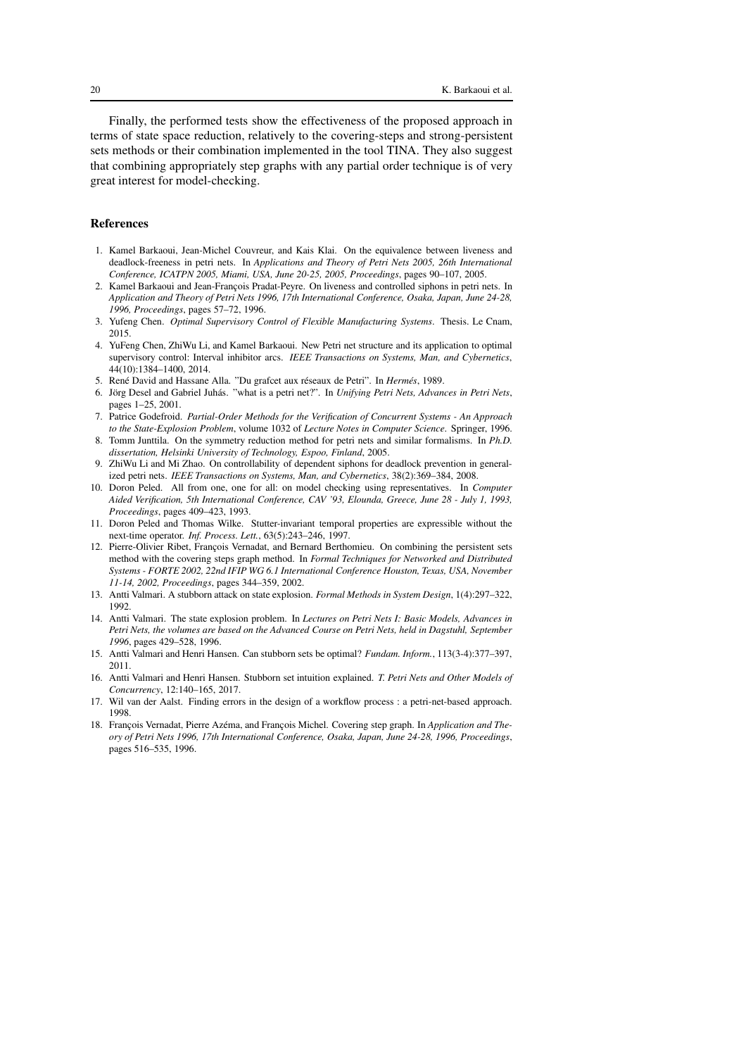Finally, the performed tests show the effectiveness of the proposed approach in terms of state space reduction, relatively to the covering-steps and strong-persistent sets methods or their combination implemented in the tool TINA. They also suggest that combining appropriately step graphs with any partial order technique is of very great interest for model-checking.

## References

1. Kamel Barkaoui, Jean-Michel Couvreur, and Kais Klai. On the equivalence between liveness and deadlock-freeness in petri nets. In *Applications and Theory of Petri Nets 2005, 26th International Conference, ICATPN 2005, Miami, USA, June 20-25, 2005, Proceedings*, pages 90–107, 2005.
2. Kamel Barkaoui and Jean-François Pradat-Peyre. On liveness and controlled siphons in petri nets. In *Application and Theory of Petri Nets 1996, 17th International Conference, Osaka, Japan, June 24-28, 1996, Proceedings*, pages 57–72, 1996.
3. Yufeng Chen. *Optimal Supervisory Control of Flexible Manufacturing Systems*. Thesis. Le Cnam, 2015.
4. YuFeng Chen, ZhiWu Li, and Kamel Barkaoui. New Petri net structure and its application to optimal supervisory control: Interval inhibitor arcs. *IEEE Transactions on Systems, Man, and Cybernetics*, 44(10):1384–1400, 2014.
5. René David and Hassane Alla. "Du grafcet aux réseaux de Petri". In *Hermés*, 1989.
6. Jörg Desel and Gabriel Juhás. "what is a petri net?". In *Unifying Petri Nets, Advances in Petri Nets*, pages 1–25, 2001.
7. Patrice Godefroid. *Partial-Order Methods for the Verification of Concurrent Systems - An Approach to the State-Explosion Problem*, volume 1032 of *Lecture Notes in Computer Science*. Springer, 1996.
8. Tomm Junttila. On the symmetry reduction method for petri nets and similar formalisms. In *Ph.D. dissertation, Helsinki University of Technology, Espoo, Finland*, 2005.
9. ZhiWu Li and Mi Zhao. On controllability of dependent siphons for deadlock prevention in generalized petri nets. *IEEE Transactions on Systems, Man, and Cybernetics*, 38(2):369–384, 2008.
10. Doron Peled. All from one, one for all: on model checking using representatives. In *Computer Aided Verification, 5th International Conference, CAV '93, Elounda, Greece, June 28 - July 1, 1993, Proceedings*, pages 409–423, 1993.
11. Doron Peled and Thomas Wilke. Stutter-invariant temporal properties are expressible without the next-time operator. *Inf. Process. Lett.*, 63(5):243–246, 1997.
12. Pierre-Olivier Ribet, François Vernadat, and Bernard Berthomieu. On combining the persistent sets method with the covering steps graph method. In *Formal Techniques for Networked and Distributed Systems - FORTE 2002, 22nd IFIP WG 6.1 International Conference Houston, Texas, USA, November 11-14, 2002, Proceedings*, pages 344–359, 2002.
13. Antti Valmari. A stubborn attack on state explosion. *Formal Methods in System Design*, 1(4):297–322, 1992.
14. Antti Valmari. The state explosion problem. In *Lectures on Petri Nets I: Basic Models, Advances in Petri Nets, the volumes are based on the Advanced Course on Petri Nets, held in Dagstuhl, September 1996*, pages 429–528, 1996.
15. Antti Valmari and Henri Hansen. Can stubborn sets be optimal? *Fundam. Inform.*, 113(3-4):377–397, 2011.
16. Antti Valmari and Henri Hansen. Stubborn set intuition explained. *T. Petri Nets and Other Models of Concurrency*, 12:140–165, 2017.
17. Wil van der Aalst. Finding errors in the design of a workflow process : a petri-net-based approach. 1998.
18. François Vernadat, Pierre Azéma, and François Michel. Covering step graph. In *Application and Theory of Petri Nets 1996, 17th International Conference, Osaka, Japan, June 24-28, 1996, Proceedings*, pages 516–535, 1996.